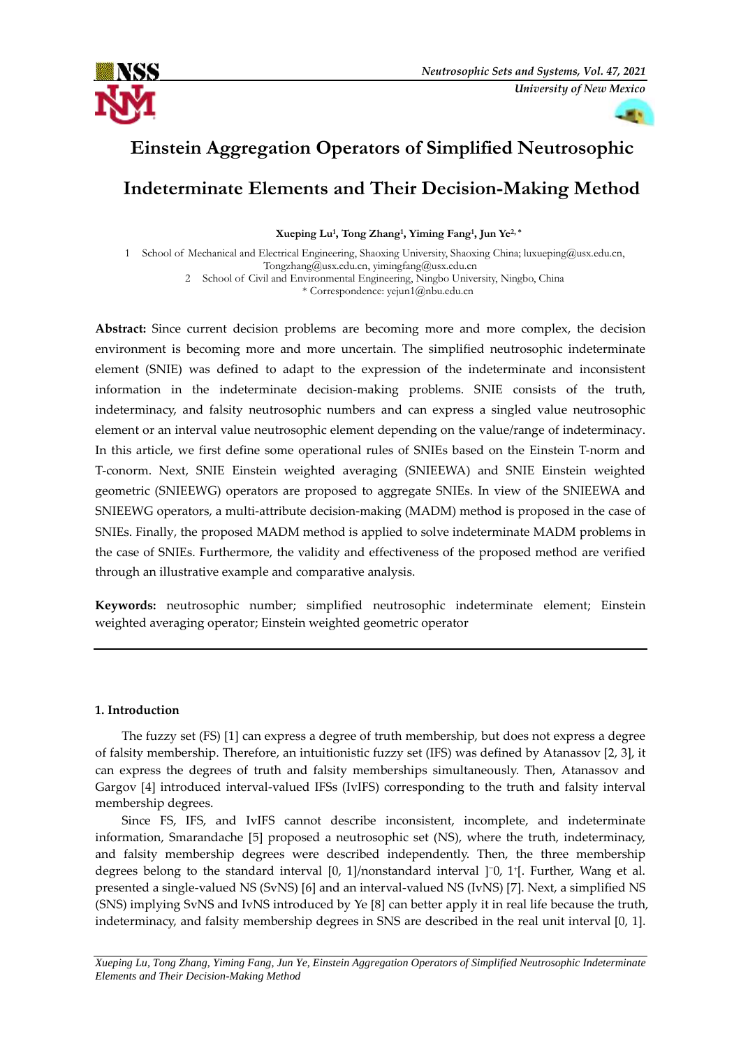# Einstein Aggregation Operators of Simplified Neutrosophic Indeterminate Elements and Their Decision-Making Method

**Xueping Lu[1], Tong Zhang[1], Yiming Fang[1], Jun Ye[2,*]**

1 School of Mechanical and Electrical Engineering, Shaoxing University, Shaoxing China; luxueping@usx.edu.cn, Tongzhang@usx.edu.cn, yimingfang@usx.edu.cn

2 School of Civil and Environmental Engineering, Ningbo University, Ningbo, China

\* Correspondence: yejun1@nbu.edu.cn

**Abstract:** Since current decision problems are becoming more and more complex, the decision environment is becoming more and more uncertain. The simplified neutrosophic indeterminate element (SNIE) was defined to adapt to the expression of the indeterminate and inconsistent information in the indeterminate decision-making problems. SNIE consists of the truth, indeterminacy, and falsity neutrosophic numbers and can express a singled value neutrosophic element or an interval value neutrosophic element depending on the value/range of indeterminacy. In this article, we first define some operational rules of SNIEs based on the Einstein T-norm and T-conorm. Next, SNIE Einstein weighted averaging (SNIEEWA) and SNIE Einstein weighted geometric (SNIEEWG) operators are proposed to aggregate SNIEs. In view of the SNIEEWA and SNIEEWG operators, a multi-attribute decision-making (MADM) method is proposed in the case of SNIEs. Finally, the proposed MADM method is applied to solve indeterminate MADM problems in the case of SNIEs. Furthermore, the validity and effectiveness of the proposed method are verified through an illustrative example and comparative analysis.

**Keywords:** neutrosophic number; simplified neutrosophic indeterminate element; Einstein weighted averaging operator; Einstein weighted geometric operator

## 1. Introduction

The fuzzy set (FS) [1] can express a degree of truth membership, but does not express a degree of falsity membership. Therefore, an intuitionistic fuzzy set (IFS) was defined by Atanassov [2, 3], it can express the degrees of truth and falsity memberships simultaneously. Then, Atanassov and Gargov [4] introduced interval-valued IFSs (IvIFS) corresponding to the truth and falsity interval membership degrees.

Since FS, IFS, and IvIFS cannot describe inconsistent, incomplete, and indeterminate information, Smarandache [5] proposed a neutrosophic set (NS), where the truth, indeterminacy, and falsity membership degrees were described independently. Then, the three membership degrees belong to the standard interval [0, 1]/nonstandard interval $]^{-}0, 1^{+}[$. Further, Wang et al. presented a single-valued NS (SvNS) [6] and an interval-valued NS (IvNS) [7]. Next, a simplified NS (SNS) implying SvNS and IvNS introduced by Ye [8] can better apply it in real life because the truth, indeterminacy, and falsity membership degrees in SNS are described in the real unit interval [0, 1].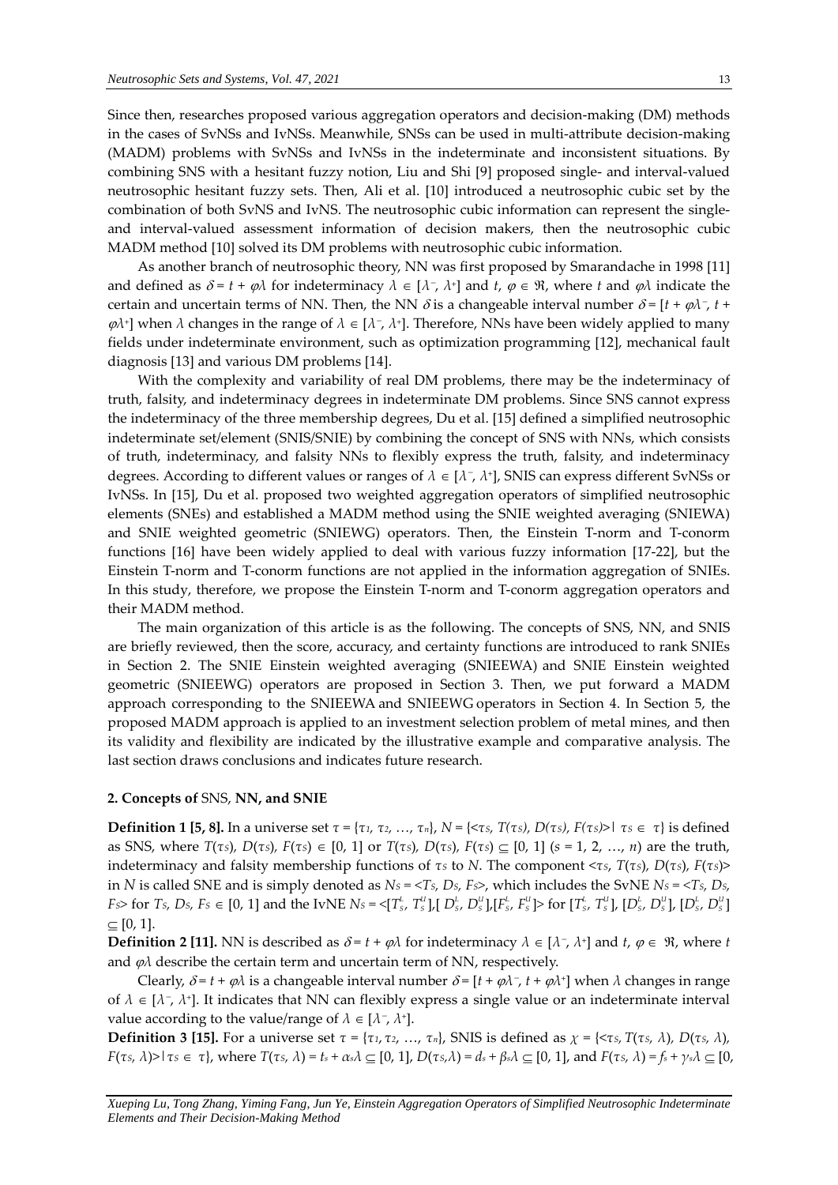Since then, researches proposed various aggregation operators and decision-making (DM) methods in the cases of SvNSs and IvNSs. Meanwhile, SNSs can be used in multi-attribute decision-making (MADM) problems with SvNSs and IvNSs in the indeterminate and inconsistent situations. By combining SNS with a hesitant fuzzy notion, Liu and Shi [9] proposed single- and interval-valued neutrosophic hesitant fuzzy sets. Then, Ali et al. [10] introduced a neutrosophic cubic set by the combination of both SvNS and IvNS. The neutrosophic cubic information can represent the single- and interval-valued assessment information of decision makers, then the neutrosophic cubic MADM method [10] solved its DM problems with neutrosophic cubic information.

As another branch of neutrosophic theory, NN was first proposed by Smarandache in 1998 [11] and defined as $\delta = t + \varphi\lambda$ for indeterminacy $\lambda \in [\lambda^-, \lambda^+]$ and $t, \varphi \in \Re$, where $t$ and $\varphi\lambda$ indicate the certain and uncertain terms of NN. Then, the NN $\delta$ is a changeable interval number $\delta = [t + \varphi\lambda^-, t + \varphi\lambda^+]$ when $\lambda$ changes in the range of $\lambda \in [\lambda^-, \lambda^+]$. Therefore, NNs have been widely applied to many fields under indeterminate environment, such as optimization programming [12], mechanical fault diagnosis [13] and various DM problems [14].

With the complexity and variability of real DM problems, there may be the indeterminacy of truth, falsity, and indeterminacy degrees in indeterminate DM problems. Since SNS cannot express the indeterminacy of the three membership degrees, Du et al. [15] defined a simplified neutrosophic indeterminate set/element (SNIS/SNIE) by combining the concept of SNS with NNs, which consists of truth, indeterminacy, and falsity NNs to flexibly express the truth, falsity, and indeterminacy degrees. According to different values or ranges of $\lambda \in [\lambda^-, \lambda^+]$, SNIS can express different SvNSs or IvNSs. In [15], Du et al. proposed two weighted aggregation operators of simplified neutrosophic elements (SNEs) and established a MADM method using the SNIE weighted averaging (SNIEWA) and SNIE weighted geometric (SNIEWG) operators. Then, the Einstein T-norm and T-conorm functions [16] have been widely applied to deal with various fuzzy information [17-22], but the Einstein T-norm and T-conorm functions are not applied in the information aggregation of SNIEs. In this study, therefore, we propose the Einstein T-norm and T-conorm aggregation operators and their MADM method.

The main organization of this article is as the following. The concepts of SNS, NN, and SNIS are briefly reviewed, then the score, accuracy, and certainty functions are introduced to rank SNIEs in Section 2. The SNIE Einstein weighted averaging (SNIEEWA) and SNIE Einstein weighted geometric (SNIEEWG) operators are proposed in Section 3. Then, we put forward a MADM approach corresponding to the SNIEEWA and SNIEEWG operators in Section 4. In Section 5, the proposed MADM approach is applied to an investment selection problem of metal mines, and then its validity and flexibility are indicated by the illustrative example and comparative analysis. The last section draws conclusions and indicates future research.

## 2. Concepts of SNS, NN, and SNIE

**Definition 1 [5, 8].** In a universe set $\tau = \{\tau_1, \tau_2, \ldots, \tau_n\}$, $N = \{<\tau_s, T(\tau_s), D(\tau_s), F(\tau_s)> | \tau_s \in \tau\}$ is defined as SNS, where $T(\tau_s), D(\tau_s), F(\tau_s) \in [0, 1]$ or $T(\tau_s), D(\tau_s), F(\tau_s) \subseteq [0, 1]$ ($s = 1, 2, \ldots, n$) are the truth, indeterminacy and falsity membership functions of $\tau_s$ to $N$. The component $<\tau_s, T(\tau_s), D(\tau_s), F(\tau_s)>$ in $N$ is called SNE and is simply denoted as $N_s = <T_s, D_s, F_s>$, which includes the SvNE $N_s = <T_s, D_s, F_s>$ for $T_s, D_s, F_s \in [0, 1]$ and the IvNE $N_s = <[T_s^L, T_s^U], [D_s^L, D_s^U], [F_s^L, F_s^U]>$ for $[T_s^L, T_s^U], [D_s^L, D_s^U], [D_s^L, D_s^U] \subseteq [0, 1]$.

**Definition 2 [11].** NN is described as $\delta = t + \varphi\lambda$ for indeterminacy $\lambda \in [\lambda^-, \lambda^+]$ and $t, \varphi \in \Re$, where $t$ and $\varphi\lambda$ describe the certain term and uncertain term of NN, respectively.

Clearly, $\delta = t + \varphi\lambda$ is a changeable interval number $\delta = [t + \varphi\lambda^-, t + \varphi\lambda^+]$ when $\lambda$ changes in range of $\lambda \in [\lambda^-, \lambda^+]$. It indicates that NN can flexibly express a single value or an indeterminate interval value according to the value/range of $\lambda \in [\lambda^-, \lambda^+]$.

**Definition 3 [15].** For a universe set $\tau = \{\tau_1, \tau_2, \ldots, \tau_n\}$, SNIS is defined as $\chi = \{<\tau_s, T(\tau_s, \lambda), D(\tau_s, \lambda), F(\tau_s, \lambda)> | \tau_s \in \tau\}$, where $T(\tau_s, \lambda) = t_s + \alpha_s\lambda \subseteq [0, 1]$, $D(\tau_s, \lambda) = d_s + \beta_s\lambda \subseteq [0, 1]$, and $F(\tau_s, \lambda) = f_s + \gamma_s\lambda \subseteq [0,$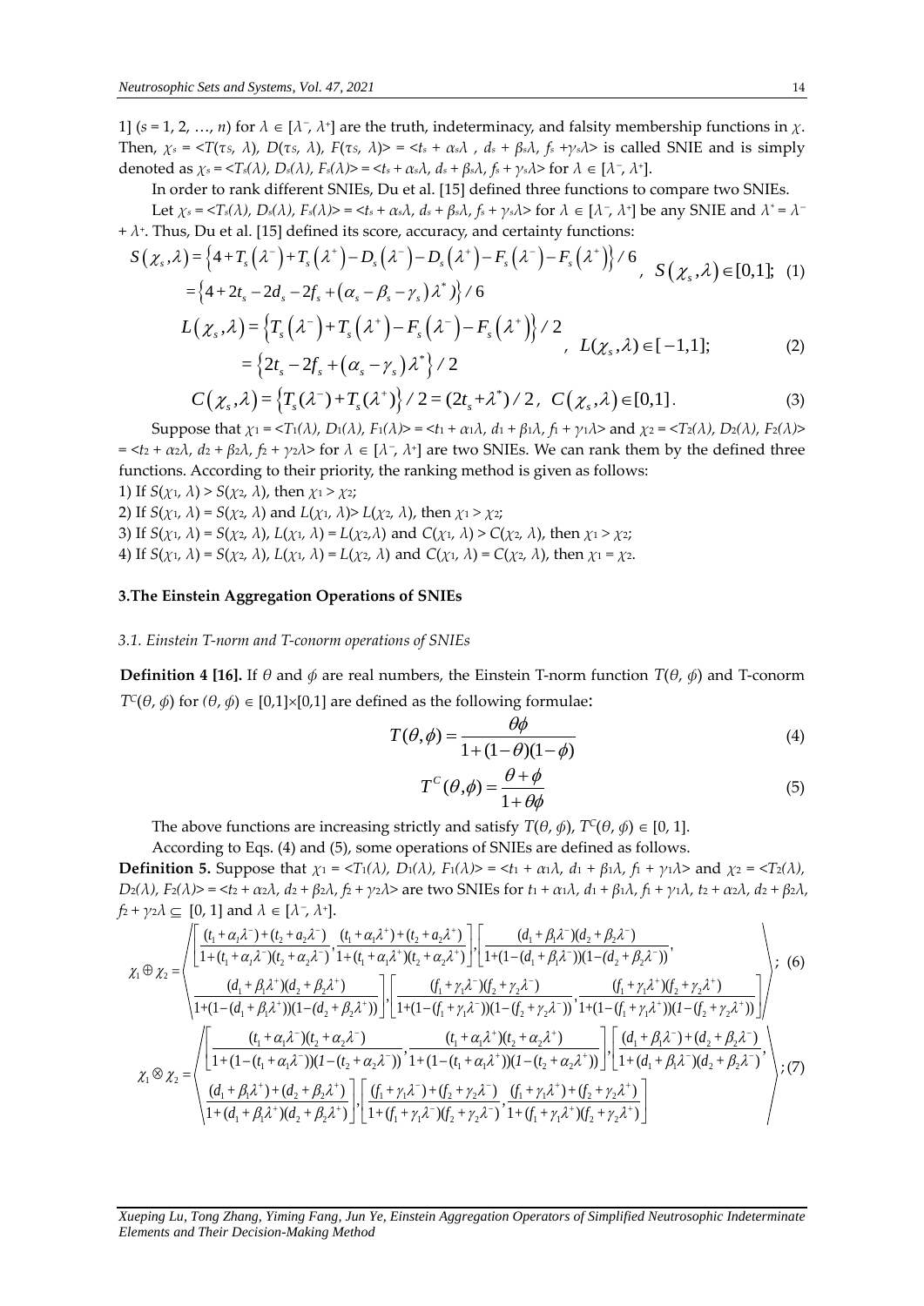1] ($s$ = 1, 2, …, $n$) for $\lambda \in [\lambda^-, \lambda^+]$ are the truth, indeterminacy, and falsity membership functions in $\chi$. Then, $\chi_s = <T(\tau_S, \lambda), D(\tau_S, \lambda), F(\tau_S, \lambda)> = <t_s + \alpha_s\lambda, d_s + \beta_s\lambda, f_s + \gamma_s\lambda>$ is called SNIE and is simply denoted as $\chi_s = <T_s(\lambda), D_s(\lambda), F_s(\lambda)> = <t_s + \alpha_s\lambda, d_s + \beta_s\lambda, f_s + \gamma_s\lambda>$ for $\lambda \in [\lambda^-, \lambda^+]$.

In order to rank different SNIEs, Du et al. [15] defined three functions to compare two SNIEs.

Let $\chi_s = <T_s(\lambda), D_s(\lambda), F_s(\lambda)> = <t_s + \alpha_s\lambda, d_s + \beta_s\lambda, f_s + \gamma_s\lambda>$ for $\lambda \in [\lambda^-, \lambda^+]$ be any SNIE and $\lambda^* = \lambda^- + \lambda^+$. Thus, Du et al. [15] defined its score, accuracy, and certainty functions:

$$
\begin{aligned}
S(\chi_s, \lambda) &= \left\{4 + T_s(\lambda^-) + T_s(\lambda^+) - D_s(\lambda^-) - D_s(\lambda^+) - F_s(\lambda^-) - F_s(\lambda^+)\right\}/6 \\
&= \left\{4 + 2t_s - 2d_s - 2f_s + (\alpha_s - \beta_s - \gamma_s)\lambda^*\right\}/6
\end{aligned}, \quad S(\chi_s, \lambda) \in [0,1]; \tag{1}
$$

$$
\begin{aligned}
L(\chi_s, \lambda) &= \left\{T_s(\lambda^-) + T_s(\lambda^+) - F_s(\lambda^-) - F_s(\lambda^+)\right\}/2 \\
&= \left\{2t_s - 2f_s + (\alpha_s - \gamma_s)\lambda^*\right\}/2
\end{aligned}, \quad L(\chi_s, \lambda) \in [-1,1]; \tag{2}
$$

$$
C(\chi_s, \lambda) = \left\{T_s(\lambda^-) + T_s(\lambda^+)\right\}/2 = (2t_s + \lambda^*)/2, \quad C(\chi_s, \lambda) \in [0,1]. \tag{3}
$$

Suppose that $\chi_1 = <T_1(\lambda), D_1(\lambda), F_1(\lambda)> = <t_1 + \alpha_1\lambda, d_1 + \beta_1\lambda, f_1 + \gamma_1\lambda>$ and $\chi_2 = <T_2(\lambda), D_2(\lambda), F_2(\lambda)> = <t_2 + \alpha_2\lambda, d_2 + \beta_2\lambda, f_2 + \gamma_2\lambda>$ for $\lambda \in [\lambda^-, \lambda^+]$ are two SNIEs. We can rank them by the defined three functions. According to their priority, the ranking method is given as follows:

1) If $S(\chi_1, \lambda) > S(\chi_2, \lambda)$, then $\chi_1 > \chi_2$;
2) If $S(\chi_1, \lambda) = S(\chi_2, \lambda)$ and $L(\chi_1, \lambda) > L(\chi_2, \lambda)$, then $\chi_1 > \chi_2$;
3) If $S(\chi_1, \lambda) = S(\chi_2, \lambda)$, $L(\chi_1, \lambda) = L(\chi_2, \lambda)$ and $C(\chi_1, \lambda) > C(\chi_2, \lambda)$, then $\chi_1 > \chi_2$;
4) If $S(\chi_1, \lambda) = S(\chi_2, \lambda)$, $L(\chi_1, \lambda) = L(\chi_2, \lambda)$ and $C(\chi_1, \lambda) = C(\chi_2, \lambda)$, then $\chi_1 = \chi_2$.

## 3.The Einstein Aggregation Operations of SNIEs

### 3.1. Einstein T-norm and T-conorm operations of SNIEs

**Definition 4 [16].** If $\theta$ and $\phi$ are real numbers, the Einstein T-norm function $T(\theta, \phi)$ and T-conorm $T^C(\theta, \phi)$ for $(\theta, \phi) \in [0,1]\times[0,1]$ are defined as the following formulae:

$$
T(\theta, \phi) = \frac{\theta\phi}{1 + (1-\theta)(1-\phi)} \tag{4}
$$

$$
T^C(\theta, \phi) = \frac{\theta + \phi}{1 + \theta\phi} \tag{5}
$$

The above functions are increasing strictly and satisfy $T(\theta, \phi)$, $T^C(\theta, \phi) \in [0, 1]$.

According to Eqs. (4) and (5), some operations of SNIEs are defined as follows.

**Definition 5.** Suppose that $\chi_1 = <T_1(\lambda), D_1(\lambda), F_1(\lambda)> = <t_1 + \alpha_1\lambda, d_1 + \beta_1\lambda, f_1 + \gamma_1\lambda>$ and $\chi_2 = <T_2(\lambda), D_2(\lambda), F_2(\lambda)> = <t_2 + \alpha_2\lambda, d_2 + \beta_2\lambda, f_2 + \gamma_2\lambda>$ are two SNIEs for $t_1 + \alpha_1\lambda$, $d_1 + \beta_1\lambda$, $f_1 + \gamma_1\lambda$, $t_2 + \alpha_2\lambda$, $d_2 + \beta_2\lambda$, $f_2 + \gamma_2\lambda \subseteq [0, 1]$ and $\lambda \in [\lambda^-, \lambda^+]$.

$$
\chi_1 \oplus \chi_2 = \left\langle \begin{array}{l} \left[\dfrac{(t_1 + \alpha_1\lambda^-) + (t_2 + a_2\lambda^-)}{1 + (t_1 + \alpha_1\lambda^-)(t_2 + \alpha_2\lambda^-)}, \dfrac{(t_1 + \alpha_1\lambda^+) + (t_2 + a_2\lambda^+)}{1 + (t_1 + \alpha_1\lambda^+)(t_2 + \alpha_2\lambda^+)}\right], \left[\dfrac{(d_1 + \beta_1\lambda^-)(d_2 + \beta_2\lambda^-)}{1 + (1 - (d_1 + \beta_1\lambda^-))(1 - (d_2 + \beta_2\lambda^-))}, \right. \\ \left. \dfrac{(d_1 + \beta_1\lambda^+)(d_2 + \beta_2\lambda^+)}{1 + (1 - (d_1 + \beta_1\lambda^+))(1 - (d_2 + \beta_2\lambda^+))}\right], \left[\dfrac{(f_1 + \gamma_1\lambda^-)(f_2 + \gamma_2\lambda^-)}{1 + (1 - (f_1 + \gamma_1\lambda^-))(1 - (f_2 + \gamma_2\lambda^-))}, \dfrac{(f_1 + \gamma_1\lambda^+)(f_2 + \gamma_2\lambda^+)}{1 + (1 - (f_1 + \gamma_1\lambda^+))(1 - (f_2 + \gamma_2\lambda^+))}\right] \end{array} \right\rangle; \tag{6}
$$

$$
\chi_1 \otimes \chi_2 = \left\langle \begin{array}{l} \left[\dfrac{(t_1 + \alpha_1\lambda^-)(t_2 + \alpha_2\lambda^-)}{1 + (1 - (t_1 + \alpha_1\lambda^-))(1 - (t_2 + \alpha_2\lambda^-))}, \dfrac{(t_1 + \alpha_1\lambda^+)(t_2 + \alpha_2\lambda^+)}{1 + (1 - (t_1 + \alpha_1\lambda^+))(1 - (t_2 + \alpha_2\lambda^+))}\right], \left[\dfrac{(d_1 + \beta_1\lambda^-) + (d_2 + \beta_2\lambda^-)}{1 + (d_1 + \beta_1\lambda^-)(d_2 + \beta_2\lambda^-)}, \right. \\ \left. \dfrac{(d_1 + \beta_1\lambda^+) + (d_2 + \beta_2\lambda^+)}{1 + (d_1 + \beta_1\lambda^+)(d_2 + \beta_2\lambda^+)}\right], \left[\dfrac{(f_1 + \gamma_1\lambda^-) + (f_2 + \gamma_2\lambda^-)}{1 + (f_1 + \gamma_1\lambda^-)(f_2 + \gamma_2\lambda^-)}, \dfrac{(f_1 + \gamma_1\lambda^+) + (f_2 + \gamma_2\lambda^+)}{1 + (f_1 + \gamma_1\lambda^+)(f_2 + \gamma_2\lambda^+)}\right] \end{array} \right\rangle; \tag{7}
$$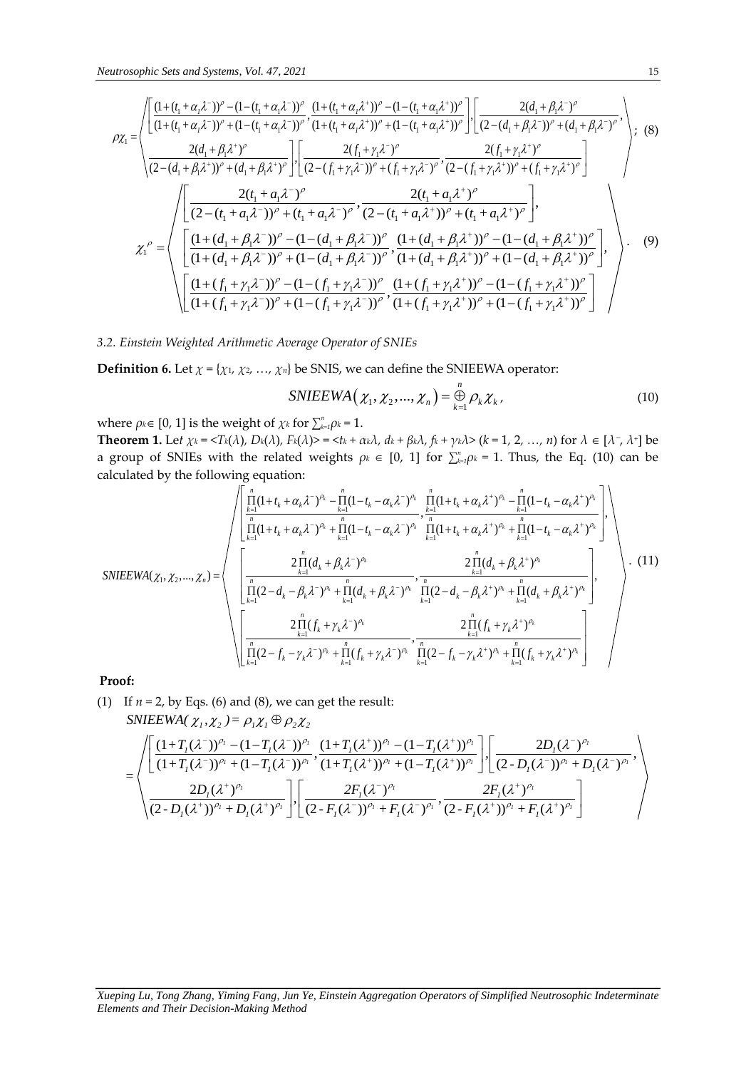$$\rho\chi_1 = \left\langle \begin{array}{l} \left[ \frac{(1+(t_1+\alpha_1\lambda^-))^\rho - (1-(t_1+\alpha_1\lambda^-))^\rho}{(1+(t_1+\alpha_1\lambda^-))^\rho + (1-(t_1+\alpha_1\lambda^-))^\rho}, \frac{(1+(t_1+\alpha_1\lambda^+))^\rho - (1-(t_1+\alpha_1\lambda^+))^\rho}{(1+(t_1+\alpha_1\lambda^+))^\rho + (1-(t_1+\alpha_1\lambda^+))^\rho} \right], \left[ \frac{2(d_1+\beta_1\lambda^-)^\rho}{(2-(d_1+\beta_1\lambda^-))^\rho + (d_1+\beta_1\lambda^-)^\rho}, \right. \\ \left. \frac{2(d_1+\beta_1\lambda^+)^\rho}{(2-(d_1+\beta_1\lambda^+))^\rho + (d_1+\beta_1\lambda^+)^\rho} \right], \left[ \frac{2(f_1+\gamma_1\lambda^-)^\rho}{(2-(f_1+\gamma_1\lambda^-))^\rho + (f_1+\gamma_1\lambda^-)^\rho}, \frac{2(f_1+\gamma_1\lambda^+)^\rho}{(2-(f_1+\gamma_1\lambda^+))^\rho + (f_1+\gamma_1\lambda^+)^\rho} \right] \end{array} \right\rangle; \quad (8)$$

$$\chi_1^\rho = \left\langle \begin{array}{l} \left[ \frac{2(t_1+a_1\lambda^-)^\rho}{(2-(t_1+a_1\lambda^-))^\rho + (t_1+a_1\lambda^-)^\rho}, \frac{2(t_1+a_1\lambda^+)^\rho}{(2-(t_1+a_1\lambda^+))^\rho + (t_1+a_1\lambda^+)^\rho} \right], \\ \left[ \frac{(1+(d_1+\beta_1\lambda^-))^\rho - (1-(d_1+\beta_1\lambda^-))^\rho}{(1+(d_1+\beta_1\lambda^-))^\rho + (1-(d_1+\beta_1\lambda^-))^\rho}, \frac{(1+(d_1+\beta_1\lambda^+))^\rho - (1-(d_1+\beta_1\lambda^+))^\rho}{(1+(d_1+\beta_1\lambda^+))^\rho + (1-(d_1+\beta_1\lambda^+))^\rho} \right], \\ \left[ \frac{(1+(f_1+\gamma_1\lambda^-))^\rho - (1-(f_1+\gamma_1\lambda^-))^\rho}{(1+(f_1+\gamma_1\lambda^-))^\rho + (1-(f_1+\gamma_1\lambda^-))^\rho}, \frac{(1+(f_1+\gamma_1\lambda^+))^\rho - (1-(f_1+\gamma_1\lambda^+))^\rho}{(1+(f_1+\gamma_1\lambda^+))^\rho + (1-(f_1+\gamma_1\lambda^+))^\rho} \right] \end{array} \right\rangle. \quad (9)$$

### 3.2. Einstein Weighted Arithmetic Average Operator of SNIEs

**Definition 6.** Let $\chi = \{\chi_1, \chi_2, \ldots, \chi_n\}$ be SNIS, we can define the SNIEEWA operator:

$$SNIEEWA(\chi_1, \chi_2, \ldots, \chi_n) = \mathop{\oplus}_{k=1}^{n} \rho_k \chi_k, \quad (10)$$

where $\rho_k \in [0, 1]$ is the weight of $\chi_k$ for $\sum_{k=1}^{n}\rho_k = 1$.

**Theorem 1.** Let $\chi_k = \langle T_k(\lambda), D_k(\lambda), F_k(\lambda) \rangle = \langle t_k + \alpha_k\lambda, d_k + \beta_k\lambda, f_k + \gamma_k\lambda \rangle$ ($k = 1, 2, \ldots, n$) for $\lambda \in [\lambda^-, \lambda^+]$ be a group of SNIEs with the related weights $\rho_k \in [0, 1]$ for $\sum_{k=1}^{n}\rho_k = 1$. Thus, the Eq. (10) can be calculated by the following equation:

$$SNIEEWA(\chi_1, \chi_2, \ldots, \chi_n) = \left\langle \begin{array}{l} \left[ \frac{\prod_{k=1}^{n}(1+t_k+\alpha_k\lambda^-)^{\rho_k} - \prod_{k=1}^{n}(1-t_k-\alpha_k\lambda^-)^{\rho_k}}{\prod_{k=1}^{n}(1+t_k+\alpha_k\lambda^-)^{\rho_k} + \prod_{k=1}^{n}(1-t_k-\alpha_k\lambda^-)^{\rho_k}}, \frac{\prod_{k=1}^{n}(1+t_k+\alpha_k\lambda^+)^{\rho_k} - \prod_{k=1}^{n}(1-t_k-\alpha_k\lambda^+)^{\rho_k}}{\prod_{k=1}^{n}(1+t_k+\alpha_k\lambda^+)^{\rho_k} + \prod_{k=1}^{n}(1-t_k-\alpha_k\lambda^+)^{\rho_k}} \right], \\ \left[ \frac{2\prod_{k=1}^{n}(d_k+\beta_k\lambda^-)^{\rho_k}}{\prod_{k=1}^{n}(2-d_k-\beta_k\lambda^-)^{\rho_k} + \prod_{k=1}^{n}(d_k+\beta_k\lambda^-)^{\rho_k}}, \frac{2\prod_{k=1}^{n}(d_k+\beta_k\lambda^+)^{\rho_k}}{\prod_{k=1}^{n}(2-d_k-\beta_k\lambda^+)^{\rho_k} + \prod_{k=1}^{n}(d_k+\beta_k\lambda^+)^{\rho_k}} \right], \\ \left[ \frac{2\prod_{k=1}^{n}(f_k+\gamma_k\lambda^-)^{\rho_k}}{\prod_{k=1}^{n}(2-f_k-\gamma_k\lambda^-)^{\rho_k} + \prod_{k=1}^{n}(f_k+\gamma_k\lambda^-)^{\rho_k}}, \frac{2\prod_{k=1}^{n}(f_k+\gamma_k\lambda^+)^{\rho_k}}{\prod_{k=1}^{n}(2-f_k-\gamma_k\lambda^+)^{\rho_k} + \prod_{k=1}^{n}(f_k+\gamma_k\lambda^+)^{\rho_k}} \right] \end{array} \right\rangle. \quad (11)$$

**Proof:**

(1) If $n = 2$, by Eqs. (6) and (8), we can get the result:

$SNIEEWA(\chi_1, \chi_2) = \rho_1\chi_1 \oplus \rho_2\chi_2$

$$= \left\langle \begin{array}{l} \left[ \frac{(1+T_1(\lambda^-))^{\rho_1} - (1-T_1(\lambda^-))^{\rho_1}}{(1+T_1(\lambda^-))^{\rho_1} + (1-T_1(\lambda^-))^{\rho_1}}, \frac{(1+T_1(\lambda^+))^{\rho_1} - (1-T_1(\lambda^+))^{\rho_1}}{(1+T_1(\lambda^+))^{\rho_1} + (1-T_1(\lambda^+))^{\rho_1}} \right], \left[ \frac{2D_1(\lambda^-)^{\rho_1}}{(2-D_1(\lambda^-))^{\rho_1} + D_1(\lambda^-)^{\rho_1}}, \right. \\ \left. \frac{2D_1(\lambda^+)^{\rho_1}}{(2-D_1(\lambda^+))^{\rho_1} + D_1(\lambda^+)^{\rho_1}} \right], \left[ \frac{2F_1(\lambda^-)^{\rho_1}}{(2-F_1(\lambda^-))^{\rho_1} + F_1(\lambda^-)^{\rho_1}}, \frac{2F_1(\lambda^+)^{\rho_1}}{(2-F_1(\lambda^+))^{\rho_1} + F_1(\lambda^+)^{\rho_1}} \right] \end{array} \right\rangle$$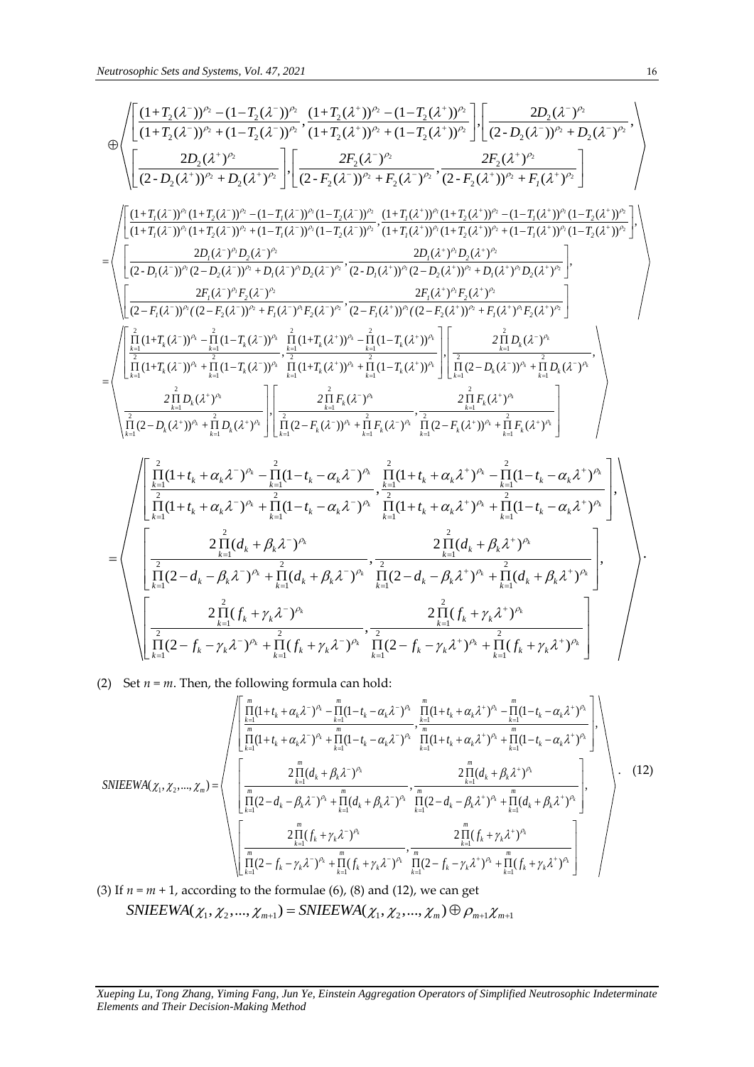$$
\oplus \left\langle \begin{array}{l} \left[ \dfrac{(1+T_2(\lambda^-))^{\rho_2} - (1-T_2(\lambda^-))^{\rho_2}}{(1+T_2(\lambda^-))^{\rho_2} + (1-T_2(\lambda^-))^{\rho_2}}, \dfrac{(1+T_2(\lambda^+))^{\rho_2} - (1-T_2(\lambda^+))^{\rho_2}}{(1+T_2(\lambda^+))^{\rho_2} + (1-T_2(\lambda^+))^{\rho_2}} \right], \left[ \dfrac{2D_2(\lambda^-)^{\rho_2}}{(2-D_2(\lambda^-))^{\rho_2} + D_2(\lambda^-)^{\rho_2}}, \right. \\ \left. \dfrac{2D_2(\lambda^+)^{\rho_2}}{(2-D_2(\lambda^+))^{\rho_2} + D_2(\lambda^+)^{\rho_2}} \right], \left[ \dfrac{2F_2(\lambda^-)^{\rho_2}}{(2-F_2(\lambda^-))^{\rho_2} + F_2(\lambda^-)^{\rho_2}}, \dfrac{2F_2(\lambda^+)^{\rho_2}}{(2-F_2(\lambda^+))^{\rho_2} + F_1(\lambda^+)^{\rho_2}} \right] \end{array} \right\rangle
$$

$$
= \left\langle \begin{array}{l} \left[ \dfrac{(1+T_1(\lambda^-))^{\rho_1}(1+T_2(\lambda^-))^{\rho_2} - (1-T_1(\lambda^-))^{\rho_1}(1-T_2(\lambda^-))^{\rho_2}}{(1+T_1(\lambda^-))^{\rho_1}(1+T_2(\lambda^-))^{\rho_2} + (1-T_1(\lambda^-))^{\rho_1}(1-T_2(\lambda^-))^{\rho_2}}, \dfrac{(1+T_1(\lambda^+))^{\rho_1}(1+T_2(\lambda^+))^{\rho_2} - (1-T_1(\lambda^+))^{\rho_1}(1-T_2(\lambda^+))^{\rho_2}}{(1+T_1(\lambda^+))^{\rho_1}(1+T_2(\lambda^+))^{\rho_2} + (1-T_1(\lambda^+))^{\rho_1}(1-T_2(\lambda^+))^{\rho_2}} \right], \\ \left[ \dfrac{2D_1(\lambda^-)^{\rho_1} D_2(\lambda^-)^{\rho_2}}{(2-D_1(\lambda^-))^{\rho_1}(2-D_2(\lambda^-))^{\rho_2} + D_1(\lambda^-)^{\rho_1} D_2(\lambda^-)^{\rho_2}}, \dfrac{2D_1(\lambda^+)^{\rho_1} D_2(\lambda^+)^{\rho_2}}{(2-D_1(\lambda^+))^{\rho_1}(2-D_2(\lambda^+))^{\rho_2} + D_1(\lambda^+)^{\rho_1} D_2(\lambda^+)^{\rho_2}} \right], \\ \left[ \dfrac{2F_1(\lambda^-)^{\rho_1} F_2(\lambda^-)^{\rho_2}}{(2-F_1(\lambda^-))^{\rho_1}((2-F_2(\lambda^-))^{\rho_2} + F_1(\lambda^-)^{\rho_1} F_2(\lambda^-)^{\rho_2}}, \dfrac{2F_1(\lambda^+)^{\rho_1} F_2(\lambda^+)^{\rho_2}}{(2-F_1(\lambda^+))^{\rho_1}((2-F_2(\lambda^+))^{\rho_2} + F_1(\lambda^+)^{\rho_1} F_2(\lambda^+)^{\rho_2}} \right] \end{array} \right\rangle
$$

$$
= \left\langle \begin{array}{l} \left[ \dfrac{\prod_{k=1}^{2}(1+T_k(\lambda^-))^{\rho_k} - \prod_{k=1}^{2}(1-T_k(\lambda^-))^{\rho_k}}{\prod_{k=1}^{2}(1+T_k(\lambda^-))^{\rho_k} + \prod_{k=1}^{2}(1-T_k(\lambda^-))^{\rho_k}}, \dfrac{\prod_{k=1}^{2}(1+T_k(\lambda^+))^{\rho_k} - \prod_{k=1}^{2}(1-T_k(\lambda^+))^{\rho_k}}{\prod_{k=1}^{2}(1+T_k(\lambda^+))^{\rho_k} + \prod_{k=1}^{2}(1-T_k(\lambda^+))^{\rho_k}} \right], \left[ \dfrac{2\prod_{k=1}^{2} D_k(\lambda^-)^{\rho_k}}{\prod_{k=1}^{2}(2-D_k(\lambda^-))^{\rho_k} + \prod_{k=1}^{2} D_k(\lambda^-)^{\rho_k}}, \right. \\ \left. \dfrac{2\prod_{k=1}^{2} D_k(\lambda^+)^{\rho_k}}{\prod_{k=1}^{2}(2-D_k(\lambda^+))^{\rho_k} + \prod_{k=1}^{2} D_k(\lambda^+)^{\rho_k}} \right], \left[ \dfrac{2\prod_{k=1}^{2} F_k(\lambda^-)^{\rho_k}}{\prod_{k=1}^{2}(2-F_k(\lambda^-))^{\rho_k} + \prod_{k=1}^{2} F_k(\lambda^-)^{\rho_k}}, \dfrac{2\prod_{k=1}^{2} F_k(\lambda^+)^{\rho_k}}{\prod_{k=1}^{2}(2-F_k(\lambda^+))^{\rho_k} + \prod_{k=1}^{2} F_k(\lambda^+)^{\rho_k}} \right] \end{array} \right\rangle
$$

$$
= \left\langle \begin{array}{l} \left[ \dfrac{\prod_{k=1}^{2}(1+t_k+\alpha_k\lambda^-)^{\rho_k} - \prod_{k=1}^{2}(1-t_k-\alpha_k\lambda^-)^{\rho_k}}{\prod_{k=1}^{2}(1+t_k+\alpha_k\lambda^-)^{\rho_k} + \prod_{k=1}^{2}(1-t_k-\alpha_k\lambda^-)^{\rho_k}}, \dfrac{\prod_{k=1}^{2}(1+t_k+\alpha_k\lambda^+)^{\rho_k} - \prod_{k=1}^{2}(1-t_k-\alpha_k\lambda^+)^{\rho_k}}{\prod_{k=1}^{2}(1+t_k+\alpha_k\lambda^+)^{\rho_k} + \prod_{k=1}^{2}(1-t_k-\alpha_k\lambda^+)^{\rho_k}} \right], \\ \left[ \dfrac{2\prod_{k=1}^{2}(d_k+\beta_k\lambda^-)^{\rho_k}}{\prod_{k=1}^{2}(2-d_k-\beta_k\lambda^-)^{\rho_k} + \prod_{k=1}^{2}(d_k+\beta_k\lambda^-)^{\rho_k}}, \dfrac{2\prod_{k=1}^{2}(d_k+\beta_k\lambda^+)^{\rho_k}}{\prod_{k=1}^{2}(2-d_k-\beta_k\lambda^+)^{\rho_k} + \prod_{k=1}^{2}(d_k+\beta_k\lambda^+)^{\rho_k}} \right], \\ \left[ \dfrac{2\prod_{k=1}^{2}(f_k+\gamma_k\lambda^-)^{\rho_k}}{\prod_{k=1}^{2}(2-f_k-\gamma_k\lambda^-)^{\rho_k} + \prod_{k=1}^{2}(f_k+\gamma_k\lambda^-)^{\rho_k}}, \dfrac{2\prod_{k=1}^{2}(f_k+\gamma_k\lambda^+)^{\rho_k}}{\prod_{k=1}^{2}(2-f_k-\gamma_k\lambda^+)^{\rho_k} + \prod_{k=1}^{2}(f_k+\gamma_k\lambda^+)^{\rho_k}} \right] \end{array} \right\rangle .
$$

(2) Set $n = m$. Then, the following formula can hold:

$$
SNIEEWA(\chi_1, \chi_2, ..., \chi_m) = \left\langle \begin{array}{l} \left[ \dfrac{\prod_{k=1}^{m}(1+t_k+\alpha_k\lambda^-)^{\rho_k} - \prod_{k=1}^{m}(1-t_k-\alpha_k\lambda^-)^{\rho_k}}{\prod_{k=1}^{m}(1+t_k+\alpha_k\lambda^-)^{\rho_k} + \prod_{k=1}^{m}(1-t_k-\alpha_k\lambda^-)^{\rho_k}}, \dfrac{\prod_{k=1}^{m}(1+t_k+\alpha_k\lambda^+)^{\rho_k} - \prod_{k=1}^{m}(1-t_k-\alpha_k\lambda^+)^{\rho_k}}{\prod_{k=1}^{m}(1+t_k+\alpha_k\lambda^+)^{\rho_k} + \prod_{k=1}^{m}(1-t_k-\alpha_k\lambda^+)^{\rho_k}} \right], \\ \left[ \dfrac{2\prod_{k=1}^{m}(d_k+\beta_k\lambda^-)^{\rho_k}}{\prod_{k=1}^{m}(2-d_k-\beta_k\lambda^-)^{\rho_k} + \prod_{k=1}^{m}(d_k+\beta_k\lambda^-)^{\rho_k}}, \dfrac{2\prod_{k=1}^{m}(d_k+\beta_k\lambda^+)^{\rho_k}}{\prod_{k=1}^{m}(2-d_k-\beta_k\lambda^+)^{\rho_k} + \prod_{k=1}^{m}(d_k+\beta_k\lambda^+)^{\rho_k}} \right], \\ \left[ \dfrac{2\prod_{k=1}^{m}(f_k+\gamma_k\lambda^-)^{\rho_k}}{\prod_{k=1}^{m}(2-f_k-\gamma_k\lambda^-)^{\rho_k} + \prod_{k=1}^{m}(f_k+\gamma_k\lambda^-)^{\rho_k}}, \dfrac{2\prod_{k=1}^{m}(f_k+\gamma_k\lambda^+)^{\rho_k}}{\prod_{k=1}^{m}(2-f_k-\gamma_k\lambda^+)^{\rho_k} + \prod_{k=1}^{m}(f_k+\gamma_k\lambda^+)^{\rho_k}} \right] \end{array} \right\rangle . \quad (12)
$$

(3) If $n = m + 1$, according to the formulae (6), (8) and (12), we can get

$$
SNIEEWA(\chi_1, \chi_2, ..., \chi_{m+1}) = SNIEEWA(\chi_1, \chi_2, ..., \chi_m) \oplus \rho_{m+1}\chi_{m+1}
$$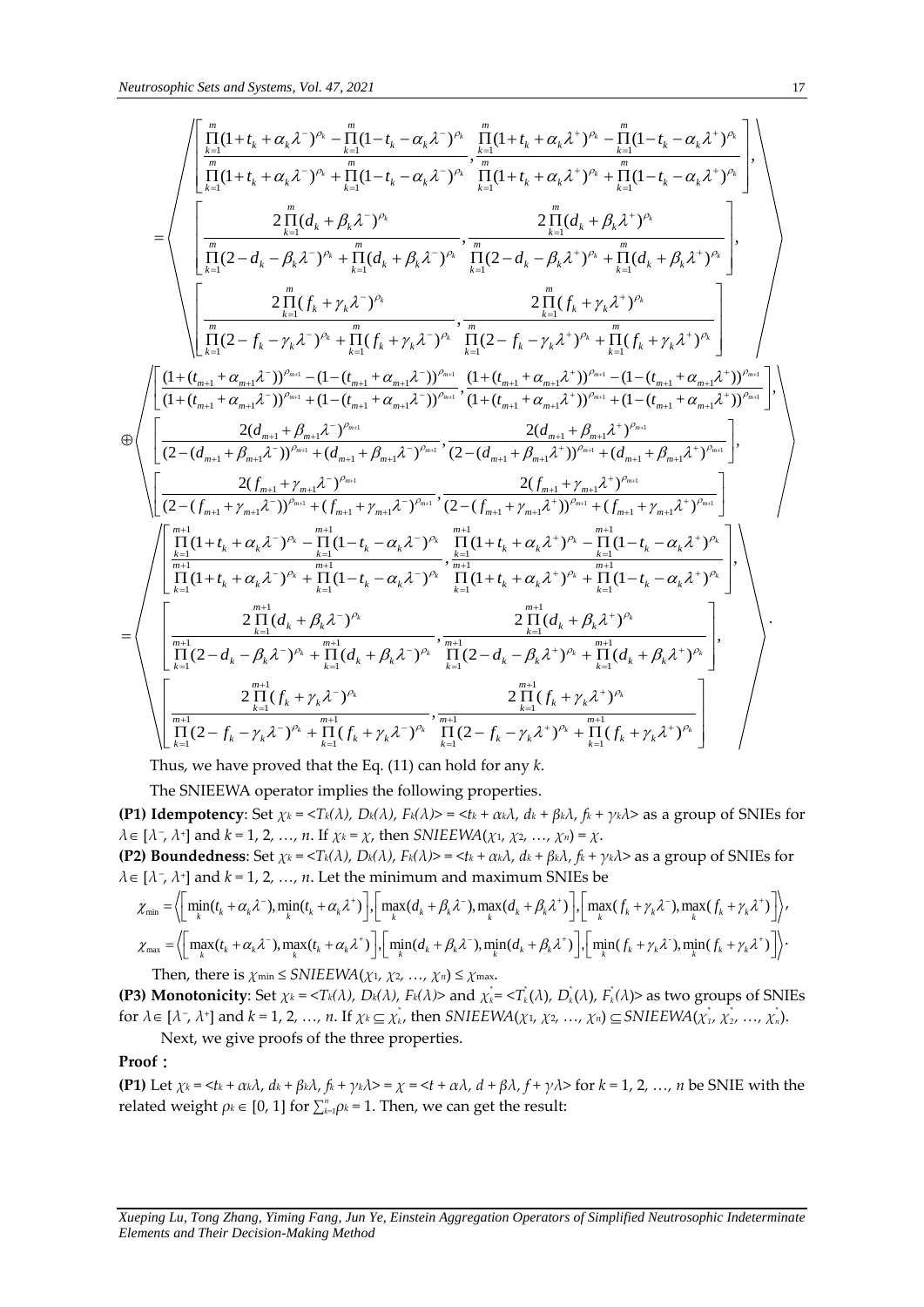$$
= \left\langle \begin{array}{l}
\left[ \frac{\prod_{k=1}^{m}(1+t_k+\alpha_k\lambda^-)^{\rho_k}-\prod_{k=1}^{m}(1-t_k-\alpha_k\lambda^-)^{\rho_k}}{\prod_{k=1}^{m}(1+t_k+\alpha_k\lambda^-)^{\rho_k}+\prod_{k=1}^{m}(1-t_k-\alpha_k\lambda^-)^{\rho_k}}, \frac{\prod_{k=1}^{m}(1+t_k+\alpha_k\lambda^+)^{\rho_k}-\prod_{k=1}^{m}(1-t_k-\alpha_k\lambda^+)^{\rho_k}}{\prod_{k=1}^{m}(1+t_k+\alpha_k\lambda^+)^{\rho_k}+\prod_{k=1}^{m}(1-t_k-\alpha_k\lambda^+)^{\rho_k}} \right], \\
\left[ \frac{2\prod_{k=1}^{m}(d_k+\beta_k\lambda^-)^{\rho_k}}{\prod_{k=1}^{m}(2-d_k-\beta_k\lambda^-)^{\rho_k}+\prod_{k=1}^{m}(d_k+\beta_k\lambda^-)^{\rho_k}}, \frac{2\prod_{k=1}^{m}(d_k+\beta_k\lambda^+)^{\rho_k}}{\prod_{k=1}^{m}(2-d_k-\beta_k\lambda^+)^{\rho_k}+\prod_{k=1}^{m}(d_k+\beta_k\lambda^+)^{\rho_k}} \right], \\
\left[ \frac{2\prod_{k=1}^{m}(f_k+\gamma_k\lambda^-)^{\rho_k}}{\prod_{k=1}^{m}(2-f_k-\gamma_k\lambda^-)^{\rho_k}+\prod_{k=1}^{m}(f_k+\gamma_k\lambda^-)^{\rho_k}}, \frac{2\prod_{k=1}^{m}(f_k+\gamma_k\lambda^+)^{\rho_k}}{\prod_{k=1}^{m}(2-f_k-\gamma_k\lambda^+)^{\rho_k}+\prod_{k=1}^{m}(f_k+\gamma_k\lambda^+)^{\rho_k}} \right]
\end{array} \right\rangle
$$

$$
\oplus \left\langle \begin{array}{l}
\left[ \frac{(1+(t_{m+1}+\alpha_{m+1}\lambda^-))^{\rho_{m+1}}-(1-(t_{m+1}+\alpha_{m+1}\lambda^-))^{\rho_{m+1}}}{(1+(t_{m+1}+\alpha_{m+1}\lambda^-))^{\rho_{m+1}}+(1-(t_{m+1}+\alpha_{m+1}\lambda^-))^{\rho_{m+1}}}, \frac{(1+(t_{m+1}+\alpha_{m+1}\lambda^+))^{\rho_{m+1}}-(1-(t_{m+1}+\alpha_{m+1}\lambda^+))^{\rho_{m+1}}}{(1+(t_{m+1}+\alpha_{m+1}\lambda^+))^{\rho_{m+1}}+(1-(t_{m+1}+\alpha_{m+1}\lambda^+))^{\rho_{m+1}}} \right], \\
\left[ \frac{2(d_{m+1}+\beta_{m+1}\lambda^-)^{\rho_{m+1}}}{(2-(d_{m+1}+\beta_{m+1}\lambda^-))^{\rho_{m+1}}+(d_{m+1}+\beta_{m+1}\lambda^-)^{\rho_{m+1}}}, \frac{2(d_{m+1}+\beta_{m+1}\lambda^+)^{\rho_{m+1}}}{(2-(d_{m+1}+\beta_{m+1}\lambda^+))^{\rho_{m+1}}+(d_{m+1}+\beta_{m+1}\lambda^+)^{\rho_{m+1}}} \right], \\
\left[ \frac{2(f_{m+1}+\gamma_{m+1}\lambda^-)^{\rho_{m+1}}}{(2-(f_{m+1}+\gamma_{m+1}\lambda^-))^{\rho_{m+1}}+(f_{m+1}+\gamma_{m+1}\lambda^-)^{\rho_{m+1}}}, \frac{2(f_{m+1}+\gamma_{m+1}\lambda^+)^{\rho_{m+1}}}{(2-(f_{m+1}+\gamma_{m+1}\lambda^+))^{\rho_{m+1}}+(f_{m+1}+\gamma_{m+1}\lambda^+)^{\rho_{m+1}}} \right]
\end{array} \right\rangle
$$

$$
= \left\langle \begin{array}{l}
\left[ \frac{\prod_{k=1}^{m+1}(1+t_k+\alpha_k\lambda^-)^{\rho_k}-\prod_{k=1}^{m+1}(1-t_k-\alpha_k\lambda^-)^{\rho_k}}{\prod_{k=1}^{m+1}(1+t_k+\alpha_k\lambda^-)^{\rho_k}+\prod_{k=1}^{m+1}(1-t_k-\alpha_k\lambda^-)^{\rho_k}}, \frac{\prod_{k=1}^{m+1}(1+t_k+\alpha_k\lambda^+)^{\rho_k}-\prod_{k=1}^{m+1}(1-t_k-\alpha_k\lambda^+)^{\rho_k}}{\prod_{k=1}^{m+1}(1+t_k+\alpha_k\lambda^+)^{\rho_k}+\prod_{k=1}^{m+1}(1-t_k-\alpha_k\lambda^+)^{\rho_k}} \right], \\
\left[ \frac{2\prod_{k=1}^{m+1}(d_k+\beta_k\lambda^-)^{\rho_k}}{\prod_{k=1}^{m+1}(2-d_k-\beta_k\lambda^-)^{\rho_k}+\prod_{k=1}^{m+1}(d_k+\beta_k\lambda^-)^{\rho_k}}, \frac{2\prod_{k=1}^{m+1}(d_k+\beta_k\lambda^+)^{\rho_k}}{\prod_{k=1}^{m+1}(2-d_k-\beta_k\lambda^+)^{\rho_k}+\prod_{k=1}^{m+1}(d_k+\beta_k\lambda^+)^{\rho_k}} \right], \\
\left[ \frac{2\prod_{k=1}^{m+1}(f_k+\gamma_k\lambda^-)^{\rho_k}}{\prod_{k=1}^{m+1}(2-f_k-\gamma_k\lambda^-)^{\rho_k}+\prod_{k=1}^{m+1}(f_k+\gamma_k\lambda^-)^{\rho_k}}, \frac{2\prod_{k=1}^{m+1}(f_k+\gamma_k\lambda^+)^{\rho_k}}{\prod_{k=1}^{m+1}(2-f_k-\gamma_k\lambda^+)^{\rho_k}+\prod_{k=1}^{m+1}(f_k+\gamma_k\lambda^+)^{\rho_k}} \right]
\end{array} \right\rangle.
$$

Thus, we have proved that the Eq. (11) can hold for any $k$.

The SNIEEWA operator implies the following properties.

**(P1) Idempotency**: Set $\chi_k = <T_k(\lambda), D_k(\lambda), F_k(\lambda)> = <t_k + \alpha_k\lambda, d_k + \beta_k\lambda, f_k + \gamma_k\lambda>$ as a group of SNIEs for $\lambda \in [\lambda^-, \lambda^+]$ and $k = 1, 2, \ldots, n$. If $\chi_k = \chi$, then $SNIEEWA(\chi_1, \chi_2, \ldots, \chi_n) = \chi$.

**(P2) Boundedness**: Set $\chi_k = <T_k(\lambda), D_k(\lambda), F_k(\lambda)> = <t_k + \alpha_k\lambda, d_k + \beta_k\lambda, f_k + \gamma_k\lambda>$ as a group of SNIEs for $\lambda \in [\lambda^-, \lambda^+]$ and $k = 1, 2, \ldots, n$. Let the minimum and maximum SNIEs be

$$
\chi_{\min} = \left\langle \left[ \min_k(t_k+\alpha_k\lambda^-), \min_k(t_k+\alpha_k\lambda^+) \right], \left[ \max_k(d_k+\beta_k\lambda^-), \max_k(d_k+\beta_k\lambda^+) \right], \left[ \max_k(f_k+\gamma_k\lambda^-), \max_k(f_k+\gamma_k\lambda^+) \right] \right\rangle,
$$

$$
\chi_{\max} = \left\langle \left[ \max_k(t_k+\alpha_k\lambda^-), \max_k(t_k+\alpha_k\lambda^+) \right], \left[ \min_k(d_k+\beta_k\lambda^-), \min_k(d_k+\beta_k\lambda^+) \right], \left[ \min_k(f_k+\gamma_k\lambda^-), \min_k(f_k+\gamma_k\lambda^+) \right] \right\rangle.
$$

Then, there is $\chi_{\min} \le SNIEEWA(\chi_1, \chi_2, \ldots, \chi_n) \le \chi_{\max}$.

**(P3) Monotonicity**: Set $\chi_k = <T_k(\lambda), D_k(\lambda), F_k(\lambda)>$ and $\chi_k^* = <T_k^*(\lambda), D_k^*(\lambda), F_k^*(\lambda)>$ as two groups of SNIEs for $\lambda \in [\lambda^-, \lambda^+]$ and $k = 1, 2, \ldots, n$. If $\chi_k \subseteq \chi_k^*$, then $SNIEEWA(\chi_1, \chi_2, \ldots, \chi_n) \subseteq SNIEEWA(\chi_1^*, \chi_2^*, \ldots, \chi_n^*)$.

Next, we give proofs of the three properties.

**Proof：**

**(P1)** Let $\chi_k = <t_k + \alpha_k\lambda, d_k + \beta_k\lambda, f_k + \gamma_k\lambda> = \chi = <t + \alpha\lambda, d + \beta\lambda, f + \gamma\lambda>$ for $k = 1, 2, \ldots, n$ be SNIE with the related weight $\rho_k \in [0, 1]$ for $\sum_{k=1}^{n}\rho_k = 1$. Then, we can get the result: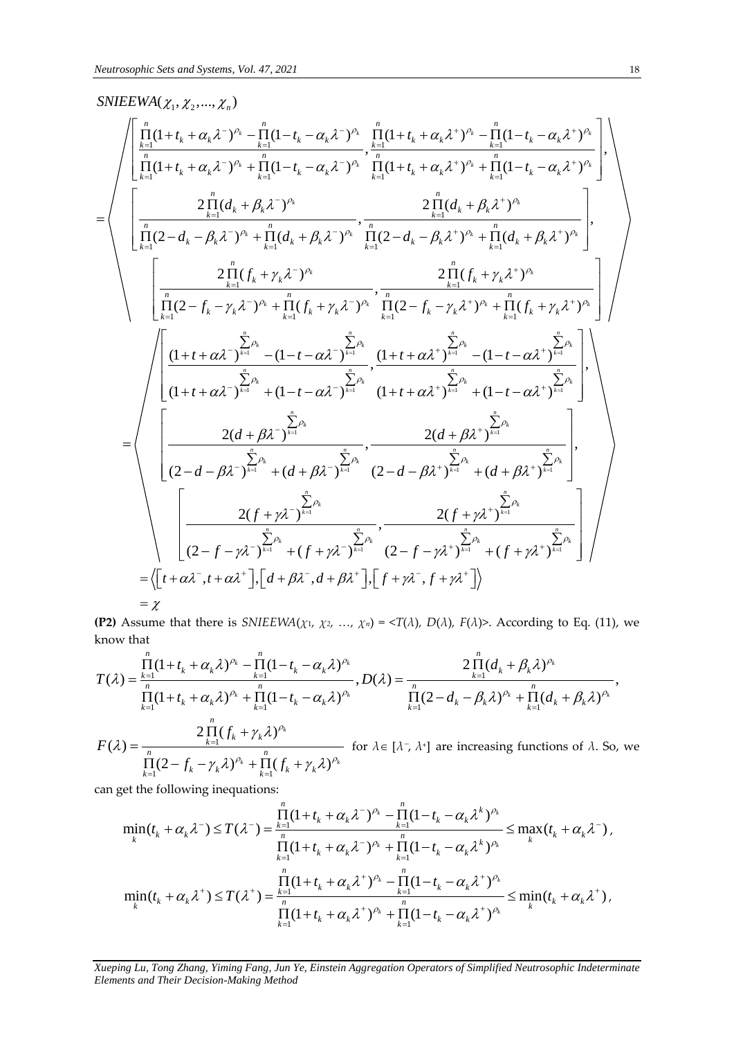$$
SNIEEWA(\chi_1, \chi_2, ..., \chi_n)
$$

$$
= \left\langle \begin{array}{l} \left[ \dfrac{\prod_{k=1}^{n}(1+t_k+\alpha_k\lambda^-)^{\rho_k} - \prod_{k=1}^{n}(1-t_k-\alpha_k\lambda^-)^{\rho_k}}{\prod_{k=1}^{n}(1+t_k+\alpha_k\lambda^-)^{\rho_k} + \prod_{k=1}^{n}(1-t_k-\alpha_k\lambda^-)^{\rho_k}}, \dfrac{\prod_{k=1}^{n}(1+t_k+\alpha_k\lambda^+)^{\rho_k} - \prod_{k=1}^{n}(1-t_k-\alpha_k\lambda^+)^{\rho_k}}{\prod_{k=1}^{n}(1+t_k+\alpha_k\lambda^+)^{\rho_k} + \prod_{k=1}^{n}(1-t_k-\alpha_k\lambda^+)^{\rho_k}} \right], \\ \left[ \dfrac{2\prod_{k=1}^{n}(d_k+\beta_k\lambda^-)^{\rho_k}}{\prod_{k=1}^{n}(2-d_k-\beta_k\lambda^-)^{\rho_k} + \prod_{k=1}^{n}(d_k+\beta_k\lambda^-)^{\rho_k}}, \dfrac{2\prod_{k=1}^{n}(d_k+\beta_k\lambda^+)^{\rho_k}}{\prod_{k=1}^{n}(2-d_k-\beta_k\lambda^+)^{\rho_k} + \prod_{k=1}^{n}(d_k+\beta_k\lambda^+)^{\rho_k}} \right], \\ \left[ \dfrac{2\prod_{k=1}^{n}(f_k+\gamma_k\lambda^-)^{\rho_k}}{\prod_{k=1}^{n}(2-f_k-\gamma_k\lambda^-)^{\rho_k} + \prod_{k=1}^{n}(f_k+\gamma_k\lambda^-)^{\rho_k}}, \dfrac{2\prod_{k=1}^{n}(f_k+\gamma_k\lambda^+)^{\rho_k}}{\prod_{k=1}^{n}(2-f_k-\gamma_k\lambda^+)^{\rho_k} + \prod_{k=1}^{n}(f_k+\gamma_k\lambda^+)^{\rho_k}} \right] \end{array} \right\rangle
$$

$$
= \left\langle \begin{array}{l} \left[ \dfrac{(1+t+\alpha\lambda^-)^{\sum_{k=1}^{n}\rho_k} - (1-t-\alpha\lambda^-)^{\sum_{k=1}^{n}\rho_k}}{(1+t+\alpha\lambda^-)^{\sum_{k=1}^{n}\rho_k} + (1-t-\alpha\lambda^-)^{\sum_{k=1}^{n}\rho_k}}, \dfrac{(1+t+\alpha\lambda^+)^{\sum_{k=1}^{n}\rho_k} - (1-t-\alpha\lambda^+)^{\sum_{k=1}^{n}\rho_k}}{(1+t+\alpha\lambda^+)^{\sum_{k=1}^{n}\rho_k} + (1-t-\alpha\lambda^+)^{\sum_{k=1}^{n}\rho_k}} \right], \\ \left[ \dfrac{2(d+\beta\lambda^-)^{\sum_{k=1}^{n}\rho_k}}{(2-d-\beta\lambda^-)^{\sum_{k=1}^{n}\rho_k} + (d+\beta\lambda^-)^{\sum_{k=1}^{n}\rho_k}}, \dfrac{2(d+\beta\lambda^+)^{\sum_{k=1}^{n}\rho_k}}{(2-d-\beta\lambda^+)^{\sum_{k=1}^{n}\rho_k} + (d+\beta\lambda^+)^{\sum_{k=1}^{n}\rho_k}} \right], \\ \left[ \dfrac{2(f+\gamma\lambda^-)^{\sum_{k=1}^{n}\rho_k}}{(2-f-\gamma\lambda^-)^{\sum_{k=1}^{n}\rho_k} + (f+\gamma\lambda^-)^{\sum_{k=1}^{n}\rho_k}}, \dfrac{2(f+\gamma\lambda^+)^{\sum_{k=1}^{n}\rho_k}}{(2-f-\gamma\lambda^+)^{\sum_{k=1}^{n}\rho_k} + (f+\gamma\lambda^+)^{\sum_{k=1}^{n}\rho_k}} \right] \end{array} \right\rangle
$$

$$
= \left\langle \left[t+\alpha\lambda^-, t+\alpha\lambda^+\right], \left[d+\beta\lambda^-, d+\beta\lambda^+\right], \left[f+\gamma\lambda^-, f+\gamma\lambda^+\right] \right\rangle
$$

$$
= \chi
$$

**(P2)** Assume that there is $SNIEEWA(\chi_1, \chi_2, \ldots, \chi_n) = <T(\lambda), D(\lambda), F(\lambda)>$. According to Eq. (11), we know that

$$
T(\lambda) = \frac{\prod_{k=1}^{n}(1+t_k+\alpha_k\lambda)^{\rho_k} - \prod_{k=1}^{n}(1-t_k-\alpha_k\lambda)^{\rho_k}}{\prod_{k=1}^{n}(1+t_k+\alpha_k\lambda)^{\rho_k} + \prod_{k=1}^{n}(1-t_k-\alpha_k\lambda)^{\rho_k}}, D(\lambda) = \frac{2\prod_{k=1}^{n}(d_k+\beta_k\lambda)^{\rho_k}}{\prod_{k=1}^{n}(2-d_k-\beta_k\lambda)^{\rho_k} + \prod_{k=1}^{n}(d_k+\beta_k\lambda)^{\rho_k}},
$$

$$
F(\lambda) = \frac{2\prod_{k=1}^{n}(f_k+\gamma_k\lambda)^{\rho_k}}{\prod_{k=1}^{n}(2-f_k-\gamma_k\lambda)^{\rho_k} + \prod_{k=1}^{n}(f_k+\gamma_k\lambda)^{\rho_k}}
$$

for $\lambda \in [\lambda^-, \lambda^+]$ are increasing functions of $\lambda$. So, we can get the following inequations:

$$
\min_k(t_k+\alpha_k\lambda^-) \le T(\lambda^-) = \frac{\prod_{k=1}^{n}(1+t_k+\alpha_k\lambda^-)^{\rho_k} - \prod_{k=1}^{n}(1-t_k-\alpha_k\lambda^k)^{\rho_k}}{\prod_{k=1}^{n}(1+t_k+\alpha_k\lambda^-)^{\rho_k} + \prod_{k=1}^{n}(1-t_k-\alpha_k\lambda^k)^{\rho_k}} \le \max_k(t_k+\alpha_k\lambda^-),
$$

$$
\min_k(t_k+\alpha_k\lambda^+) \le T(\lambda^+) = \frac{\prod_{k=1}^{n}(1+t_k+\alpha_k\lambda^+)^{\rho_k} - \prod_{k=1}^{n}(1-t_k-\alpha_k\lambda^+)^{\rho_k}}{\prod_{k=1}^{n}(1+t_k+\alpha_k\lambda^+)^{\rho_k} + \prod_{k=1}^{n}(1-t_k-\alpha_k\lambda^+)^{\rho_k}} \le \min_k(t_k+\alpha_k\lambda^+),
$$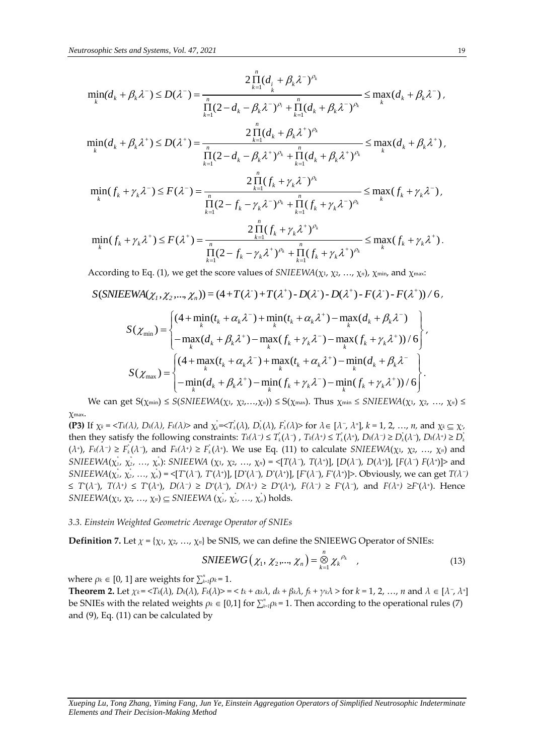$$\min_k(d_k+\beta_k\lambda^-)\le D(\lambda^-)=\frac{2\prod_{k=1}^{n}(d_k+\beta_k\lambda^-)^{\rho_k}}{\prod_{k=1}^{n}(2-d_k-\beta_k\lambda^-)^{\rho_k}+\prod_{k=1}^{n}(d_k+\beta_k\lambda^-)^{\rho_k}}\le\max_k(d_k+\beta_k\lambda^-),$$

$$\min_k(d_k+\beta_k\lambda^+)\le D(\lambda^+)=\frac{2\prod_{k=1}^{n}(d_k+\beta_k\lambda^+)^{\rho_k}}{\prod_{k=1}^{n}(2-d_k-\beta_k\lambda^+)^{\rho_k}+\prod_{k=1}^{n}(d_k+\beta_k\lambda^+)^{\rho_k}}\le\max_k(d_k+\beta_k\lambda^+),$$

$$\min_k(f_k+\gamma_k\lambda^-)\le F(\lambda^-)=\frac{2\prod_{k=1}^{n}(f_k+\gamma_k\lambda^-)^{\rho_k}}{\prod_{k=1}^{n}(2-f_k-\gamma_k\lambda^-)^{\rho_k}+\prod_{k=1}^{n}(f_k+\gamma_k\lambda^-)^{\rho_k}}\le\max_k(f_k+\gamma_k\lambda^-),$$

$$\min_k(f_k+\gamma_k\lambda^+)\le F(\lambda^+)=\frac{2\prod_{k=1}^{n}(f_k+\gamma_k\lambda^+)^{\rho_k}}{\prod_{k=1}^{n}(2-f_k-\gamma_k\lambda^+)^{\rho_k}+\prod_{k=1}^{n}(f_k+\gamma_k\lambda^+)^{\rho_k}}\le\max_k(f_k+\gamma_k\lambda^+).$$

According to Eq. (1), we get the score values of $SNIEEWA(\chi_1, \chi_2, \ldots, \chi_n)$, $\chi_{\min}$, and $\chi_{\max}$:

$$S(SNIEEWA(\chi_1,\chi_2,\ldots,\chi_n))=(4+T(\lambda^-)+T(\lambda^+)-D(\lambda^-)-D(\lambda^+)-F(\lambda^-)-F(\lambda^+))/6,$$

$$S(\chi_{\min})=\begin{Bmatrix}(4+\min_k(t_k+\alpha_k\lambda^-)+\min_k(t_k+\alpha_k\lambda^+)-\max_k(d_k+\beta_k\lambda^-)\\-\max_k(d_k+\beta_k\lambda^+)-\max_k(f_k+\gamma_k\lambda^-)-\max_k(f_k+\gamma_k\lambda^+))/6\end{Bmatrix},$$

$$S(\chi_{\max})=\begin{Bmatrix}(4+\max_k(t_k+\alpha_k\lambda^-)+\max_k(t_k+\alpha_k\lambda^+)-\min_k(d_k+\beta_k\lambda^-\\-\min_k(d_k+\beta_k\lambda^+)-\min_k(f_k+\gamma_k\lambda^-)-\min_k(f_k+\gamma_k\lambda^+))/6\end{Bmatrix}.$$

We can get $S(\chi_{\min}) \le S(SNIEEWA(\chi_1, \chi_2, \ldots, \chi_n)) \le S(\chi_{\max})$. Thus $\chi_{\min} \le SNIEEWA(\chi_1, \chi_2, \ldots, \chi_n) \le \chi_{\max}$.

**(P3)** If $\chi_k = \langle T_k(\lambda), D_k(\lambda), F_k(\lambda)\rangle$ and $\chi_k^* = \langle T_k^*(\lambda), D_k^*(\lambda), F_k^*(\lambda)\rangle$ for $\lambda \in [\lambda^-, \lambda^+]$, $k = 1, 2, \ldots, n$, and $\chi_k \subseteq \chi_k^*$, then they satisfy the following constraints: $T_k(\lambda^-) \le T_k^*(\lambda^-)$, $T_k(\lambda^+) \le T_k^*(\lambda^+)$, $D_k(\lambda^-) \ge D_k^*(\lambda^-)$, $D_k(\lambda^+) \ge D_k^*(\lambda^+)$, $F_k(\lambda^-) \ge F_k^*(\lambda^-)$, and $F_k(\lambda^+) \ge F_k^*(\lambda^+)$. We use Eq. (11) to calculate $SNIEEWA(\chi_1, \chi_2, \ldots, \chi_n)$ and $SNIEEWA(\chi_1^*, \chi_2^*, \ldots, \chi_n^*)$: $SNIEEWA(\chi_1, \chi_2, \ldots, \chi_n) = \langle[T(\lambda^-), T(\lambda^+)], [D(\lambda^-), D(\lambda^+)], [F(\lambda^-), F(\lambda^+)]\rangle$ and $SNIEEWA(\chi_1^*, \chi_2^*, \ldots, \chi_n^*) = \langle[T^*(\lambda^-), T^*(\lambda^+)], [D^*(\lambda^-), D^*(\lambda^+)], [F^*(\lambda^-), F^*(\lambda^+)]\rangle$. Obviously, we can get $T(\lambda^-) \le T^*(\lambda^-)$, $T(\lambda^+) \le T^*(\lambda^+)$, $D(\lambda^-) \ge D^*(\lambda^-)$, $D(\lambda^+) \ge D^*(\lambda^+)$, $F(\lambda^-) \ge F^*(\lambda^-)$, and $F(\lambda^+) \ge F^*(\lambda^+)$. Hence $SNIEEWA(\chi_1, \chi_2, \ldots, \chi_n) \subseteq SNIEEWA(\chi_1^*, \chi_2^*, \ldots, \chi_n^*)$ holds.

### 3.3. Einstein Weighted Geometric Average Operator of SNIEs

**Definition 7.** Let $\chi = \{\chi_1, \chi_2, \ldots, \chi_n\}$ be SNIS, we can define the SNIEEWG Operator of SNIEs:

$$SNIEEWG(\chi_1,\chi_2,\ldots,\chi_n)=\bigotimes_{k=1}^{n}\chi_k^{\rho_k}\quad, \tag{13}$$

where $\rho_k \in [0, 1]$ are weights for $\sum_{k=1}^{n}\rho_k = 1$.

**Theorem 2.** Let $\chi_k = \langle T_k(\lambda), D_k(\lambda), F_k(\lambda)\rangle = \langle t_k + \alpha_k\lambda, d_k + \beta_k\lambda, f_k + \gamma_k\lambda\rangle$ for $k = 1, 2, \ldots, n$ and $\lambda \in [\lambda^-, \lambda^+]$ be SNIEs with the related weights $\rho_k \in [0,1]$ for $\sum_{k=1}^{n}\rho_k = 1$. Then according to the operational rules (7) and (9), Eq. (11) can be calculated by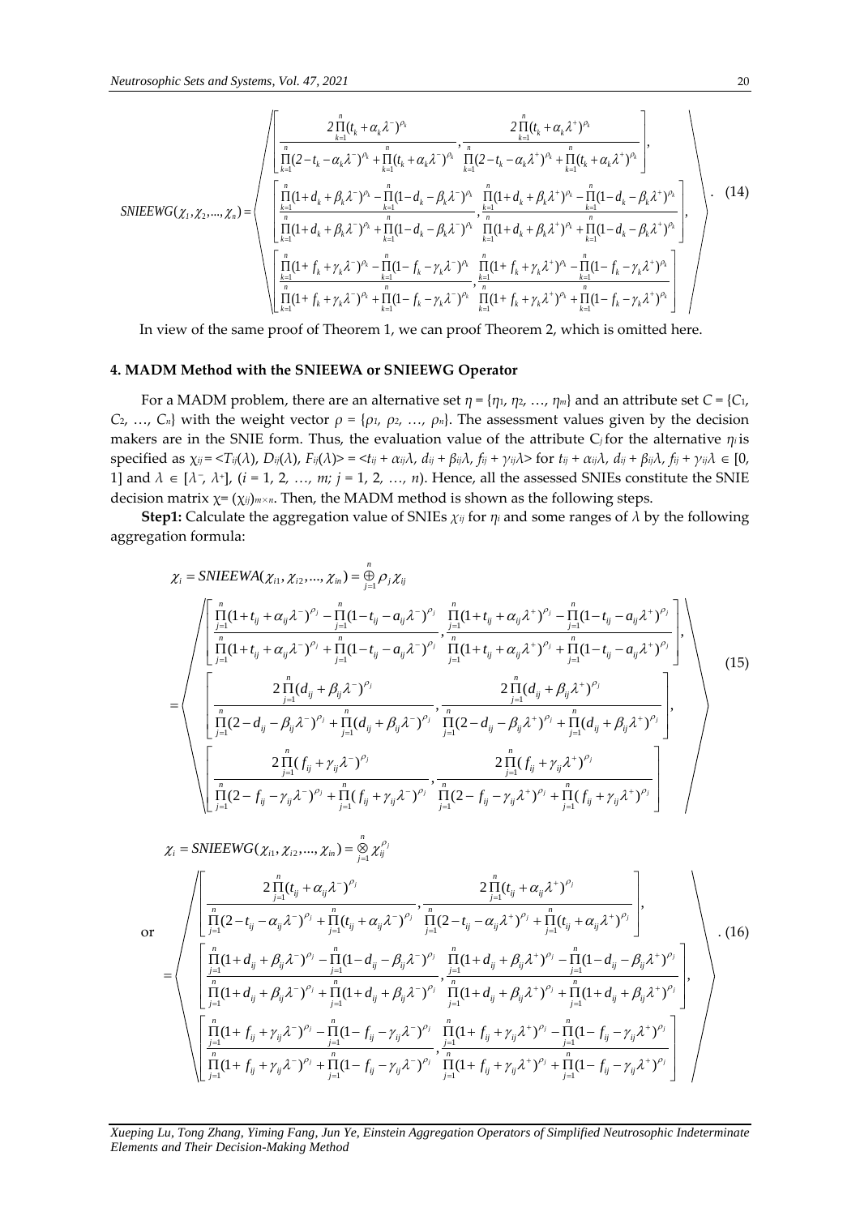$$SNIEEWG(\chi_1,\chi_2,...,\chi_n)=\left\langle \begin{array}{l} \left[\dfrac{2\prod_{k=1}^{n}(t_k+\alpha_k\lambda^-)^{\rho_k}}{\prod_{k=1}^{n}(2-t_k-\alpha_k\lambda^-)^{\rho_k}+\prod_{k=1}^{n}(t_k+\alpha_k\lambda^-)^{\rho_k}},\dfrac{2\prod_{k=1}^{n}(t_k+\alpha_k\lambda^+)^{\rho_k}}{\prod_{k=1}^{n}(2-t_k-\alpha_k\lambda^+)^{\rho_k}+\prod_{k=1}^{n}(t_k+\alpha_k\lambda^+)^{\rho_k}}\right], \\ \left[\dfrac{\prod_{k=1}^{n}(1+d_k+\beta_k\lambda^-)^{\rho_k}-\prod_{k=1}^{n}(1-d_k-\beta_k\lambda^-)^{\rho_k}}{\prod_{k=1}^{n}(1+d_k+\beta_k\lambda^-)^{\rho_k}+\prod_{k=1}^{n}(1-d_k-\beta_k\lambda^-)^{\rho_k}},\dfrac{\prod_{k=1}^{n}(1+d_k+\beta_k\lambda^+)^{\rho_k}-\prod_{k=1}^{n}(1-d_k-\beta_k\lambda^+)^{\rho_k}}{\prod_{k=1}^{n}(1+d_k+\beta_k\lambda^+)^{\rho_k}+\prod_{k=1}^{n}(1-d_k-\beta_k\lambda^+)^{\rho_k}}\right], \\ \left[\dfrac{\prod_{k=1}^{n}(1+f_k+\gamma_k\lambda^-)^{\rho_k}-\prod_{k=1}^{n}(1-f_k-\gamma_k\lambda^-)^{\rho_k}}{\prod_{k=1}^{n}(1+f_k+\gamma_k\lambda^-)^{\rho_k}+\prod_{k=1}^{n}(1-f_k-\gamma_k\lambda^-)^{\rho_k}},\dfrac{\prod_{k=1}^{n}(1+f_k+\gamma_k\lambda^+)^{\rho_k}-\prod_{k=1}^{n}(1-f_k-\gamma_k\lambda^+)^{\rho_k}}{\prod_{k=1}^{n}(1+f_k+\gamma_k\lambda^+)^{\rho_k}+\prod_{k=1}^{n}(1-f_k-\gamma_k\lambda^+)^{\rho_k}}\right] \end{array}\right\rangle. \quad (14)$$

In view of the same proof of Theorem 1, we can proof Theorem 2, which is omitted here.

## 4. MADM Method with the SNIEEWA or SNIEEWG Operator

For a MADM problem, there are an alternative set $\eta = \{\eta_1, \eta_2, \ldots, \eta_m\}$ and an attribute set $C = \{C_1, C_2, \ldots, C_n\}$ with the weight vector $\rho = \{\rho_1, \rho_2, \ldots, \rho_n\}$. The assessment values given by the decision makers are in the SNIE form. Thus, the evaluation value of the attribute $C_j$ for the alternative $\eta_i$ is specified as $\chi_{ij} = \langle T_{ij}(\lambda), D_{ij}(\lambda), F_{ij}(\lambda)\rangle = \langle t_{ij} + \alpha_{ij}\lambda, d_{ij} + \beta_{ij}\lambda, f_{ij} + \gamma_{ij}\lambda\rangle$ for $t_{ij} + \alpha_{ij}\lambda, d_{ij} + \beta_{ij}\lambda, f_{ij} + \gamma_{ij}\lambda \in [0, 1]$ and $\lambda \in [\lambda^-, \lambda^+]$, ($i = 1, 2, \ldots, m; j = 1, 2, \ldots, n$). Hence, all the assessed SNIEs constitute the SNIE decision matrix $\chi = (\chi_{ij})_{m\times n}$. Then, the MADM method is shown as the following steps.

**Step1:** Calculate the aggregation value of SNIEs $\chi_{ij}$ for $\eta_i$ and some ranges of $\lambda$ by the following aggregation formula:

$$\chi_i = SNIEEWA(\chi_{i1},\chi_{i2},...,\chi_{in}) = \bigoplus_{j=1}^{n}\rho_j\chi_{ij}$$

$$=\left\langle \begin{array}{l} \left[\dfrac{\prod_{j=1}^{n}(1+t_{ij}+\alpha_{ij}\lambda^-)^{\rho_j}-\prod_{j=1}^{n}(1-t_{ij}-a_{ij}\lambda^-)^{\rho_j}}{\prod_{j=1}^{n}(1+t_{ij}+\alpha_{ij}\lambda^-)^{\rho_j}+\prod_{j=1}^{n}(1-t_{ij}-a_{ij}\lambda^-)^{\rho_j}},\dfrac{\prod_{j=1}^{n}(1+t_{ij}+\alpha_{ij}\lambda^+)^{\rho_j}-\prod_{j=1}^{n}(1-t_{ij}-a_{ij}\lambda^+)^{\rho_j}}{\prod_{j=1}^{n}(1+t_{ij}+\alpha_{ij}\lambda^+)^{\rho_j}+\prod_{j=1}^{n}(1-t_{ij}-a_{ij}\lambda^+)^{\rho_j}}\right], \\ \left[\dfrac{2\prod_{j=1}^{n}(d_{ij}+\beta_{ij}\lambda^-)^{\rho_j}}{\prod_{j=1}^{n}(2-d_{ij}-\beta_{ij}\lambda^-)^{\rho_j}+\prod_{j=1}^{n}(d_{ij}+\beta_{ij}\lambda^-)^{\rho_j}},\dfrac{2\prod_{j=1}^{n}(d_{ij}+\beta_{ij}\lambda^+)^{\rho_j}}{\prod_{j=1}^{n}(2-d_{ij}-\beta_{ij}\lambda^+)^{\rho_j}+\prod_{j=1}^{n}(d_{ij}+\beta_{ij}\lambda^+)^{\rho_j}}\right], \\ \left[\dfrac{2\prod_{j=1}^{n}(f_{ij}+\gamma_{ij}\lambda^-)^{\rho_j}}{\prod_{j=1}^{n}(2-f_{ij}-\gamma_{ij}\lambda^-)^{\rho_j}+\prod_{j=1}^{n}(f_{ij}+\gamma_{ij}\lambda^-)^{\rho_j}},\dfrac{2\prod_{j=1}^{n}(f_{ij}+\gamma_{ij}\lambda^+)^{\rho_j}}{\prod_{j=1}^{n}(2-f_{ij}-\gamma_{ij}\lambda^+)^{\rho_j}+\prod_{j=1}^{n}(f_{ij}+\gamma_{ij}\lambda^+)^{\rho_j}}\right] \end{array}\right\rangle \quad (15)$$

or

$$\chi_i = SNIEEWG(\chi_{i1},\chi_{i2},...,\chi_{in}) = \bigotimes_{j=1}^{n}\chi_{ij}^{\rho_j}$$

$$=\left\langle \begin{array}{l} \left[\dfrac{2\prod_{j=1}^{n}(t_{ij}+\alpha_{ij}\lambda^-)^{\rho_j}}{\prod_{j=1}^{n}(2-t_{ij}-\alpha_{ij}\lambda^-)^{\rho_j}+\prod_{j=1}^{n}(t_{ij}+\alpha_{ij}\lambda^-)^{\rho_j}},\dfrac{2\prod_{j=1}^{n}(t_{ij}+\alpha_{ij}\lambda^+)^{\rho_j}}{\prod_{j=1}^{n}(2-t_{ij}-\alpha_{ij}\lambda^+)^{\rho_j}+\prod_{j=1}^{n}(t_{ij}+\alpha_{ij}\lambda^+)^{\rho_j}}\right], \\ \left[\dfrac{\prod_{j=1}^{n}(1+d_{ij}+\beta_{ij}\lambda^-)^{\rho_j}-\prod_{j=1}^{n}(1-d_{ij}-\beta_{ij}\lambda^-)^{\rho_j}}{\prod_{j=1}^{n}(1+d_{ij}+\beta_{ij}\lambda^-)^{\rho_j}+\prod_{j=1}^{n}(1+d_{ij}+\beta_{ij}\lambda^-)^{\rho_j}},\dfrac{\prod_{j=1}^{n}(1+d_{ij}+\beta_{ij}\lambda^+)^{\rho_j}-\prod_{j=1}^{n}(1-d_{ij}-\beta_{ij}\lambda^+)^{\rho_j}}{\prod_{j=1}^{n}(1+d_{ij}+\beta_{ij}\lambda^+)^{\rho_j}+\prod_{j=1}^{n}(1+d_{ij}+\beta_{ij}\lambda^+)^{\rho_j}}\right], \\ \left[\dfrac{\prod_{j=1}^{n}(1+f_{ij}+\gamma_{ij}\lambda^-)^{\rho_j}-\prod_{j=1}^{n}(1-f_{ij}-\gamma_{ij}\lambda^-)^{\rho_j}}{\prod_{j=1}^{n}(1+f_{ij}+\gamma_{ij}\lambda^-)^{\rho_j}+\prod_{j=1}^{n}(1-f_{ij}-\gamma_{ij}\lambda^-)^{\rho_j}},\dfrac{\prod_{j=1}^{n}(1+f_{ij}+\gamma_{ij}\lambda^+)^{\rho_j}-\prod_{j=1}^{n}(1-f_{ij}-\gamma_{ij}\lambda^+)^{\rho_j}}{\prod_{j=1}^{n}(1+f_{ij}+\gamma_{ij}\lambda^+)^{\rho_j}+\prod_{j=1}^{n}(1-f_{ij}-\gamma_{ij}\lambda^+)^{\rho_j}}\right] \end{array}\right\rangle. \quad (16)$$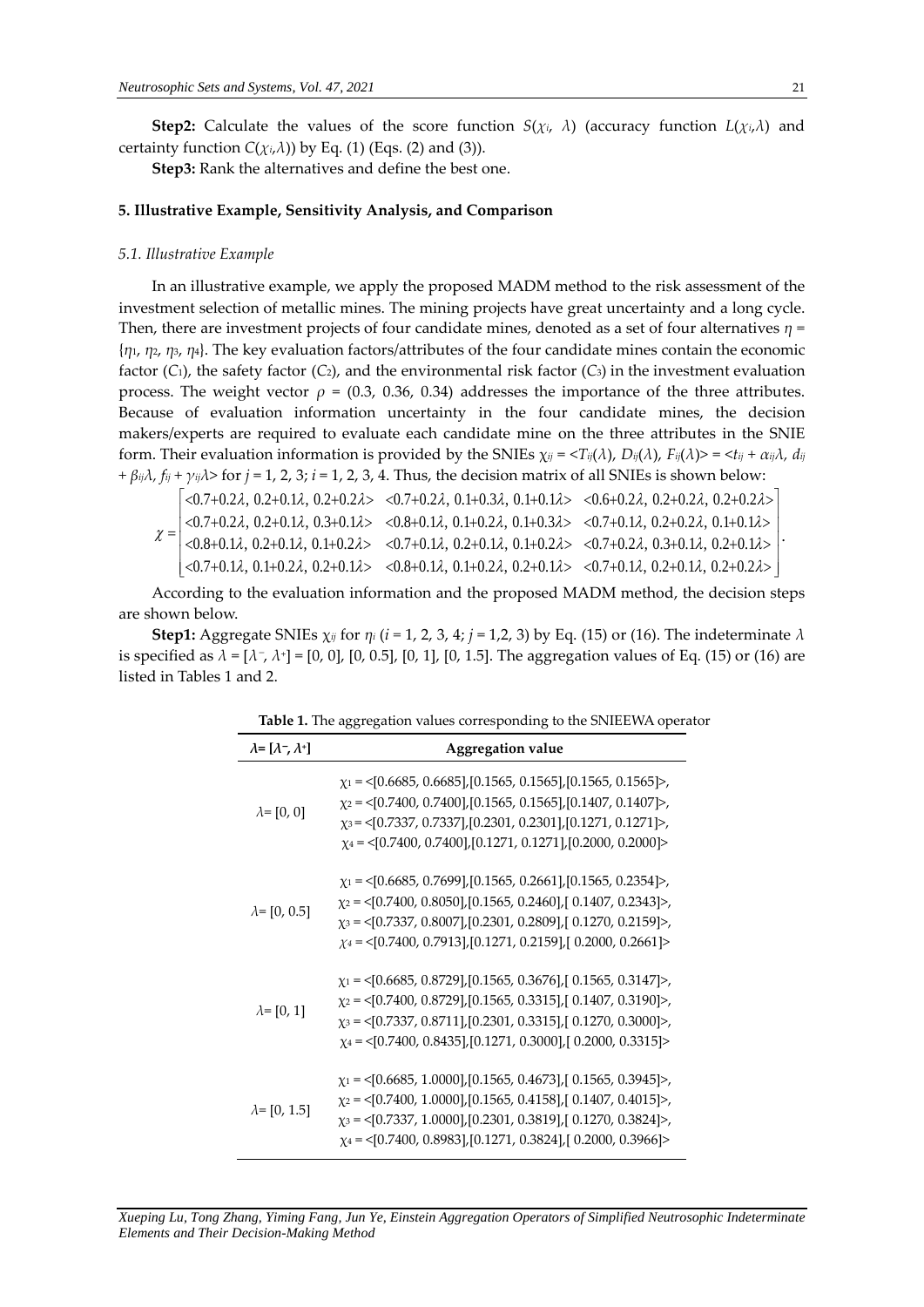**Step2:** Calculate the values of the score function $S(\chi_i, \lambda)$ (accuracy function $L(\chi_i,\lambda)$ and certainty function $C(\chi_i,\lambda)$) by Eq. (1) (Eqs. (2) and (3)).

**Step3:** Rank the alternatives and define the best one.

## 5. Illustrative Example, Sensitivity Analysis, and Comparison

### 5.1. Illustrative Example

In an illustrative example, we apply the proposed MADM method to the risk assessment of the investment selection of metallic mines. The mining projects have great uncertainty and a long cycle. Then, there are investment projects of four candidate mines, denoted as a set of four alternatives $\eta = \{\eta_1, \eta_2, \eta_3, \eta_4\}$. The key evaluation factors/attributes of the four candidate mines contain the economic factor ($C_1$), the safety factor ($C_2$), and the environmental risk factor ($C_3$) in the investment evaluation process. The weight vector $\rho = (0.3, 0.36, 0.34)$ addresses the importance of the three attributes. Because of evaluation information uncertainty in the four candidate mines, the decision makers/experts are required to evaluate each candidate mine on the three attributes in the SNIE form. Their evaluation information is provided by the SNIEs $\chi_{ij} = \langle T_{ij}(\lambda), D_{ij}(\lambda), F_{ij}(\lambda)\rangle = \langle t_{ij} + \alpha_{ij}\lambda, d_{ij} + \beta_{ij}\lambda, f_{ij} + \gamma_{ij}\lambda\rangle$ for $j = 1, 2, 3$; $i = 1, 2, 3, 4$. Thus, the decision matrix of all SNIEs is shown below:

$$\chi = \begin{bmatrix} \langle 0.7+0.2\lambda,\ 0.2+0.1\lambda,\ 0.2+0.2\lambda\rangle & \langle 0.7+0.2\lambda,\ 0.1+0.3\lambda,\ 0.1+0.1\lambda\rangle & \langle 0.6+0.2\lambda,\ 0.2+0.2\lambda,\ 0.2+0.2\lambda\rangle \\ \langle 0.7+0.2\lambda,\ 0.2+0.1\lambda,\ 0.3+0.1\lambda\rangle & \langle 0.8+0.1\lambda,\ 0.1+0.2\lambda,\ 0.1+0.3\lambda\rangle & \langle 0.7+0.1\lambda,\ 0.2+0.2\lambda,\ 0.1+0.1\lambda\rangle \\ \langle 0.8+0.1\lambda,\ 0.2+0.1\lambda,\ 0.1+0.2\lambda\rangle & \langle 0.7+0.1\lambda,\ 0.2+0.1\lambda,\ 0.1+0.2\lambda\rangle & \langle 0.7+0.2\lambda,\ 0.3+0.1\lambda,\ 0.2+0.1\lambda\rangle \\ \langle 0.7+0.1\lambda,\ 0.1+0.2\lambda,\ 0.2+0.1\lambda\rangle & \langle 0.8+0.1\lambda,\ 0.1+0.2\lambda,\ 0.2+0.1\lambda\rangle & \langle 0.7+0.1\lambda,\ 0.2+0.1\lambda,\ 0.2+0.2\lambda\rangle \end{bmatrix}.$$

According to the evaluation information and the proposed MADM method, the decision steps are shown below.

**Step1:** Aggregate SNIEs $\chi_{ij}$ for $\eta_i$ ($i = 1, 2, 3, 4$; $j = 1,2, 3$) by Eq. (15) or (16). The indeterminate $\lambda$ is specified as $\lambda = [\lambda^-, \lambda^+] = [0, 0]$, $[0, 0.5]$, $[0, 1]$, $[0, 1.5]$. The aggregation values of Eq. (15) or (16) are listed in Tables 1 and 2.

**Table 1.** The aggregation values corresponding to the SNIEEWA operator

| $\lambda = [\lambda^-, \lambda^+]$ | Aggregation value |
|---|---|
| $\lambda = [0, 0]$ | $\chi_1$ = <[0.6685, 0.6685],[0.1565, 0.1565],[0.1565, 0.1565]>,<br>$\chi_2$ = <[0.7400, 0.7400],[0.1565, 0.1565],[0.1407, 0.1407]>,<br>$\chi_3$ = <[0.7337, 0.7337],[0.2301, 0.2301],[0.1271, 0.1271]>,<br>$\chi_4$ = <[0.7400, 0.7400],[0.1271, 0.1271],[0.2000, 0.2000]> |
| $\lambda = [0, 0.5]$ | $\chi_1$ = <[0.6685, 0.7699],[0.1565, 0.2661],[0.1565, 0.2354]>,<br>$\chi_2$ = <[0.7400, 0.8050],[0.1565, 0.2460],[ 0.1407, 0.2343]>,<br>$\chi_3$ = <[0.7337, 0.8007],[0.2301, 0.2809],[ 0.1270, 0.2159]>,<br>$\chi_4$ = <[0.7400, 0.7913],[0.1271, 0.2159],[ 0.2000, 0.2661]> |
| $\lambda = [0, 1]$ | $\chi_1$ = <[0.6685, 0.8729],[0.1565, 0.3676],[ 0.1565, 0.3147]>,<br>$\chi_2$ = <[0.7400, 0.8729],[0.1565, 0.3315],[ 0.1407, 0.3190]>,<br>$\chi_3$ = <[0.7337, 0.8711],[0.2301, 0.3315],[ 0.1270, 0.3000]>,<br>$\chi_4$ = <[0.7400, 0.8435],[0.1271, 0.3000],[ 0.2000, 0.3315]> |
| $\lambda = [0, 1.5]$ | $\chi_1$ = <[0.6685, 1.0000],[0.1565, 0.4673],[ 0.1565, 0.3945]>,<br>$\chi_2$ = <[0.7400, 1.0000],[0.1565, 0.4158],[ 0.1407, 0.4015]>,<br>$\chi_3$ = <[0.7337, 1.0000],[0.2301, 0.3819],[ 0.1270, 0.3824]>,<br>$\chi_4$ = <[0.7400, 0.8983],[0.1271, 0.3824],[ 0.2000, 0.3966]> |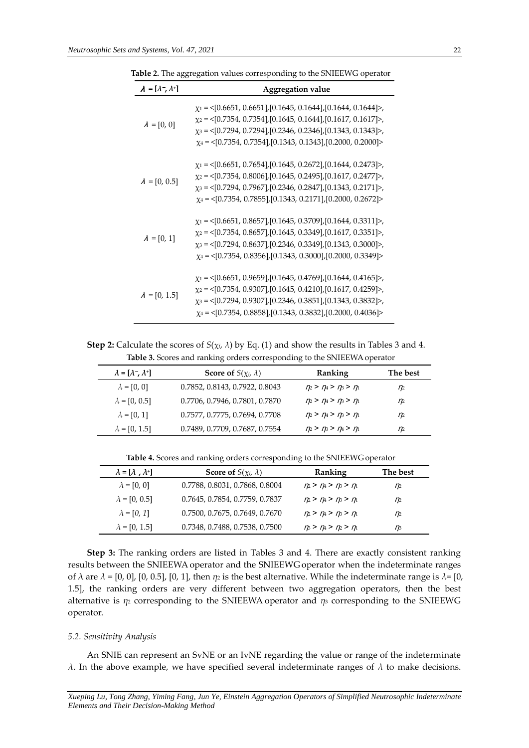**Table 2.** The aggregation values corresponding to the SNIEEWG operator

| $\lambda = [\lambda^-, \lambda^+]$ | Aggregation value |
|---|---|
| $\lambda = [0, 0]$ | $\chi_1$ = <[0.6651, 0.6651],[0.1645, 0.1644],[0.1644, 0.1644]>, $\chi_2$ = <[0.7354, 0.7354],[0.1645, 0.1644],[0.1617, 0.1617]>, $\chi_3$ = <[0.7294, 0.7294],[0.2346, 0.2346],[0.1343, 0.1343]>, $\chi_4$ = <[0.7354, 0.7354],[0.1343, 0.1343],[0.2000, 0.2000]> |
| $\lambda = [0, 0.5]$ | $\chi_1$ = <[0.6651, 0.7654],[0.1645, 0.2672],[0.1644, 0.2473]>, $\chi_2$ = <[0.7354, 0.8006],[0.1645, 0.2495],[0.1617, 0.2477]>, $\chi_3$ = <[0.7294, 0.7967],[0.2346, 0.2847],[0.1343, 0.2171]>, $\chi_4$ = <[0.7354, 0.7855],[0.1343, 0.2171],[0.2000, 0.2672]> |
| $\lambda = [0, 1]$ | $\chi_1$ = <[0.6651, 0.8657],[0.1645, 0.3709],[0.1644, 0.3311]>, $\chi_2$ = <[0.7354, 0.8657],[0.1645, 0.3349],[0.1617, 0.3351]>, $\chi_3$ = <[0.7294, 0.8637],[0.2346, 0.3349],[0.1343, 0.3000]>, $\chi_4$ = <[0.7354, 0.8356],[0.1343, 0.3000],[0.2000, 0.3349]> |
| $\lambda = [0, 1.5]$ | $\chi_1$ = <[0.6651, 0.9659],[0.1645, 0.4769],[0.1644, 0.4165]>, $\chi_2$ = <[0.7354, 0.9307],[0.1645, 0.4210],[0.1617, 0.4259]>, $\chi_3$ = <[0.7294, 0.9307],[0.2346, 0.3851],[0.1343, 0.3832]>, $\chi_4$ = <[0.7354, 0.8858],[0.1343, 0.3832],[0.2000, 0.4036]> |

**Step 2:** Calculate the scores of $S(\chi_i, \lambda)$ by Eq. (1) and show the results in Tables 3 and 4.

**Table 3.** Scores and ranking orders corresponding to the SNIEEWA operator

| $\lambda = [\lambda^-, \lambda^+]$ | Score of $S(\chi_i, \lambda)$ | Ranking | The best |
|---|---|---|---|
| $\lambda = [0, 0]$ | 0.7852, 0.8143, 0.7922, 0.8043 | $\eta_2 > \eta_4 > \eta_3 > \eta_1$ | $\eta_2$ |
| $\lambda = [0, 0.5]$ | 0.7706, 0.7946, 0.7801, 0.7870 | $\eta_2 > \eta_4 > \eta_3 > \eta_1$ | $\eta_2$ |
| $\lambda = [0, 1]$ | 0.7577, 0.7775, 0.7694, 0.7708 | $\eta_2 > \eta_4 > \eta_3 > \eta_1$ | $\eta_2$ |
| $\lambda = [0, 1.5]$ | 0.7489, 0.7709, 0.7687, 0.7554 | $\eta_2 > \eta_3 > \eta_4 > \eta_1$ | $\eta_2$ |

**Table 4.** Scores and ranking orders corresponding to the SNIEEWG operator

| $\lambda = [\lambda^-, \lambda^+]$ | Score of $S(\chi_i, \lambda)$ | Ranking | The best |
|---|---|---|---|
| $\lambda = [0, 0]$ | 0.7788, 0.8031, 0.7868, 0.8004 | $\eta_2 > \eta_4 > \eta_3 > \eta_1$ | $\eta_2$ |
| $\lambda = [0, 0.5]$ | 0.7645, 0.7854, 0.7759, 0.7837 | $\eta_2 > \eta_4 > \eta_3 > \eta_1$ | $\eta_2$ |
| $\lambda = [0, 1]$ | 0.7500, 0.7675, 0.7649, 0.7670 | $\eta_2 > \eta_4 > \eta_3 > \eta_1$ | $\eta_2$ |
| $\lambda = [0, 1.5]$ | 0.7348, 0.7488, 0.7538, 0.7500 | $\eta_3 > \eta_4 > \eta_2 > \eta_1$ | $\eta_3$ |

**Step 3:** The ranking orders are listed in Tables 3 and 4. There are exactly consistent ranking results between the SNIEEWA operator and the SNIEEWG operator when the indeterminate ranges of $\lambda$ are $\lambda$ = [0, 0], [0, 0.5], [0, 1], then $\eta_2$ is the best alternative. While the indeterminate range is $\lambda$= [0, 1.5], the ranking orders are very different between two aggregation operators, then the best alternative is $\eta_2$ corresponding to the SNIEEWA operator and $\eta_3$ corresponding to the SNIEEWG operator.

### *5.2. Sensitivity Analysis*

An SNIE can represent an SvNE or an IvNE regarding the value or range of the indeterminate $\lambda$. In the above example, we have specified several indeterminate ranges of $\lambda$ to make decisions.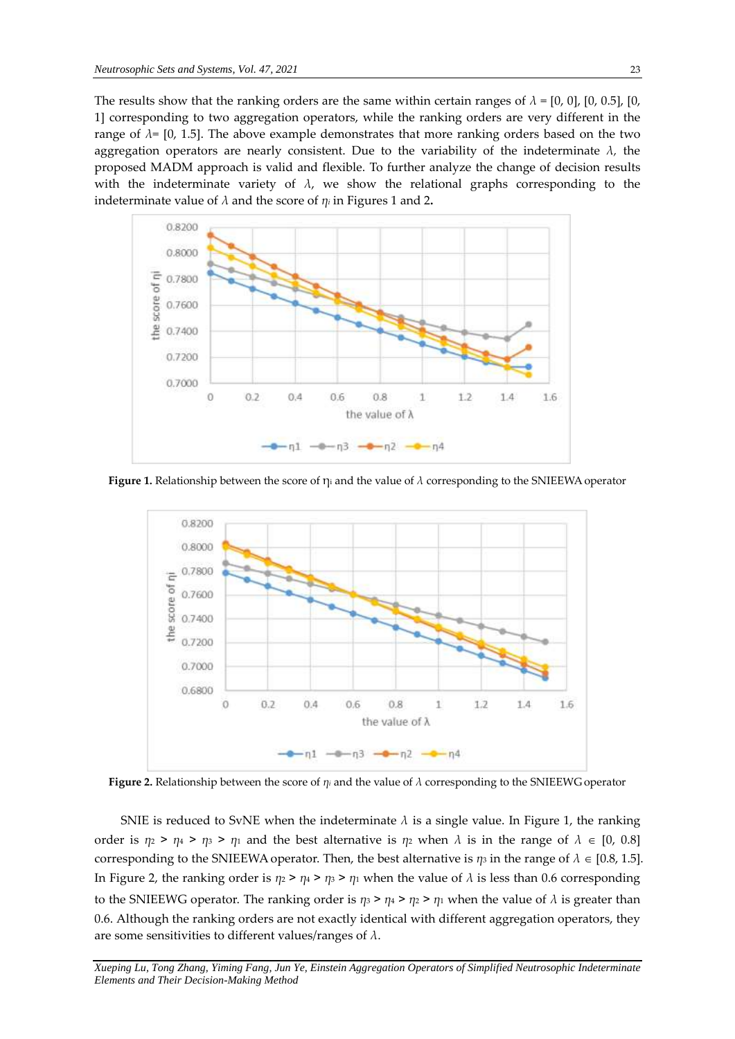The results show that the ranking orders are the same within certain ranges of $\lambda$ = [0, 0], [0, 0.5], [0, 1] corresponding to two aggregation operators, while the ranking orders are very different in the range of $\lambda$= [0, 1.5]. The above example demonstrates that more ranking orders based on the two aggregation operators are nearly consistent. Due to the variability of the indeterminate $\lambda$, the proposed MADM approach is valid and flexible. To further analyze the change of decision results with the indeterminate variety of $\lambda$, we show the relational graphs corresponding to the indeterminate value of $\lambda$ and the score of $\eta_i$ in Figures 1 and 2.

**Figure 1.** Relationship between the score of $\eta_i$ and the value of $\lambda$ corresponding to the SNIEEWA operator

**Figure 2.** Relationship between the score of $\eta_i$ and the value of $\lambda$ corresponding to the SNIEEWG operator

SNIE is reduced to SvNE when the indeterminate $\lambda$ is a single value. In Figure 1, the ranking order is $\eta_2 > \eta_4 > \eta_3 > \eta_1$ and the best alternative is $\eta_2$ when $\lambda$ is in the range of $\lambda \in [0, 0.8]$ corresponding to the SNIEEWA operator. Then, the best alternative is $\eta_3$ in the range of $\lambda \in [0.8, 1.5]$. In Figure 2, the ranking order is $\eta_2 > \eta_4 > \eta_3 > \eta_1$ when the value of $\lambda$ is less than 0.6 corresponding to the SNIEEWG operator. The ranking order is $\eta_3 > \eta_4 > \eta_2 > \eta_1$ when the value of $\lambda$ is greater than 0.6. Although the ranking orders are not exactly identical with different aggregation operators, they are some sensitivities to different values/ranges of $\lambda$.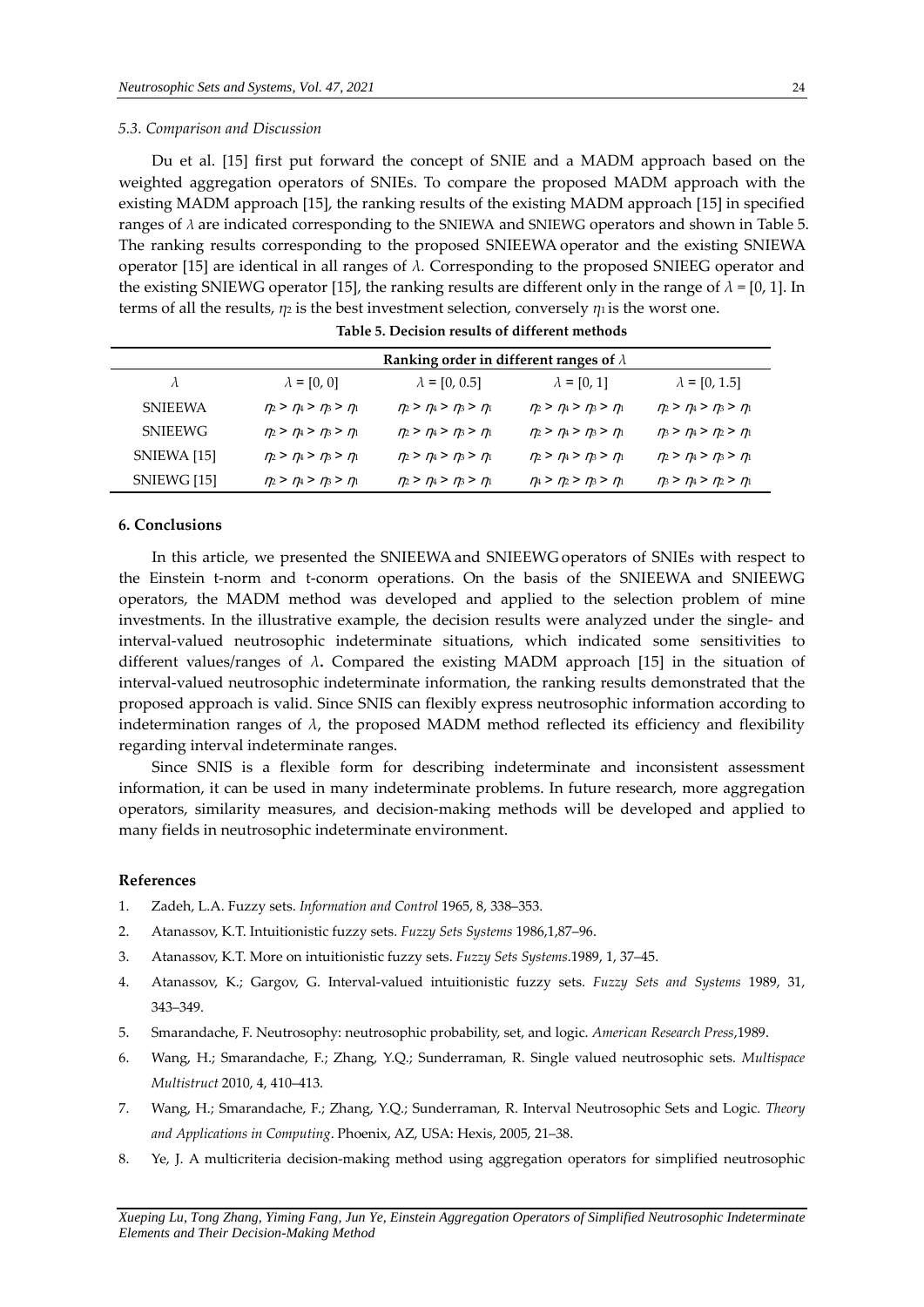### 5.3. Comparison and Discussion

Du et al. [15] first put forward the concept of SNIE and a MADM approach based on the weighted aggregation operators of SNIEs. To compare the proposed MADM approach with the existing MADM approach [15], the ranking results of the existing MADM approach [15] in specified ranges of $\lambda$ are indicated corresponding to the SNIEWA and SNIEWG operators and shown in Table 5. The ranking results corresponding to the proposed SNIEEWA operator and the existing SNIEWA operator [15] are identical in all ranges of $\lambda$. Corresponding to the proposed SNIEEG operator and the existing SNIEWG operator [15], the ranking results are different only in the range of $\lambda$ = [0, 1]. In terms of all the results, $\eta_2$ is the best investment selection, conversely $\eta_1$ is the worst one.

**Table 5. Decision results of different methods**

| | Ranking order in different ranges of $\lambda$ | | | |
|---|---|---|---|---|
| $\lambda$ | $\lambda$ = [0, 0] | $\lambda$ = [0, 0.5] | $\lambda$ = [0, 1] | $\lambda$ = [0, 1.5] |
| SNIEEWA | $\eta_2 > \eta_4 > \eta_3 > \eta_1$ | $\eta_2 > \eta_4 > \eta_3 > \eta_1$ | $\eta_2 > \eta_4 > \eta_3 > \eta_1$ | $\eta_2 > \eta_4 > \eta_3 > \eta_1$ |
| SNIEEWG | $\eta_2 > \eta_4 > \eta_3 > \eta_1$ | $\eta_2 > \eta_4 > \eta_3 > \eta_1$ | $\eta_2 > \eta_4 > \eta_3 > \eta_1$ | $\eta_3 > \eta_4 > \eta_2 > \eta_1$ |
| SNIEWA [15] | $\eta_2 > \eta_4 > \eta_3 > \eta_1$ | $\eta_2 > \eta_4 > \eta_3 > \eta_1$ | $\eta_2 > \eta_4 > \eta_3 > \eta_1$ | $\eta_2 > \eta_4 > \eta_3 > \eta_1$ |
| SNIEWG [15] | $\eta_2 > \eta_4 > \eta_3 > \eta_1$ | $\eta_2 > \eta_4 > \eta_3 > \eta_1$ | $\eta_4 > \eta_2 > \eta_3 > \eta_1$ | $\eta_3 > \eta_4 > \eta_2 > \eta_1$ |

## 6. Conclusions

In this article, we presented the SNIEEWA and SNIEEWG operators of SNIEs with respect to the Einstein t-norm and t-conorm operations. On the basis of the SNIEEWA and SNIEEWG operators, the MADM method was developed and applied to the selection problem of mine investments. In the illustrative example, the decision results were analyzed under the single- and interval-valued neutrosophic indeterminate situations, which indicated some sensitivities to different values/ranges of $\lambda$**.** Compared the existing MADM approach [15] in the situation of interval-valued neutrosophic indeterminate information, the ranking results demonstrated that the proposed approach is valid. Since SNIS can flexibly express neutrosophic information according to indetermination ranges of $\lambda$, the proposed MADM method reflected its efficiency and flexibility regarding interval indeterminate ranges.

Since SNIS is a flexible form for describing indeterminate and inconsistent assessment information, it can be used in many indeterminate problems. In future research, more aggregation operators, similarity measures, and decision-making methods will be developed and applied to many fields in neutrosophic indeterminate environment.

## References

1. Zadeh, L.A. Fuzzy sets. *Information and Control* 1965, 8, 338–353.
2. Atanassov, K.T. Intuitionistic fuzzy sets. *Fuzzy Sets Systems* 1986,1,87–96.
3. Atanassov, K.T. More on intuitionistic fuzzy sets. *Fuzzy Sets Systems*.1989, 1, 37–45.
4. Atanassov, K.; Gargov, G. Interval-valued intuitionistic fuzzy sets. *Fuzzy Sets and Systems* 1989, 31, 343–349.
5. Smarandache, F. Neutrosophy: neutrosophic probability, set, and logic. *American Research Press*,1989.
6. Wang, H.; Smarandache, F.; Zhang, Y.Q.; Sunderraman, R. Single valued neutrosophic sets. *Multispace Multistruct* 2010, 4, 410–413.
7. Wang, H.; Smarandache, F.; Zhang, Y.Q.; Sunderraman, R. Interval Neutrosophic Sets and Logic. *Theory and Applications in Computing*. Phoenix, AZ, USA: Hexis, 2005, 21–38.
8. Ye, J. A multicriteria decision-making method using aggregation operators for simplified neutrosophic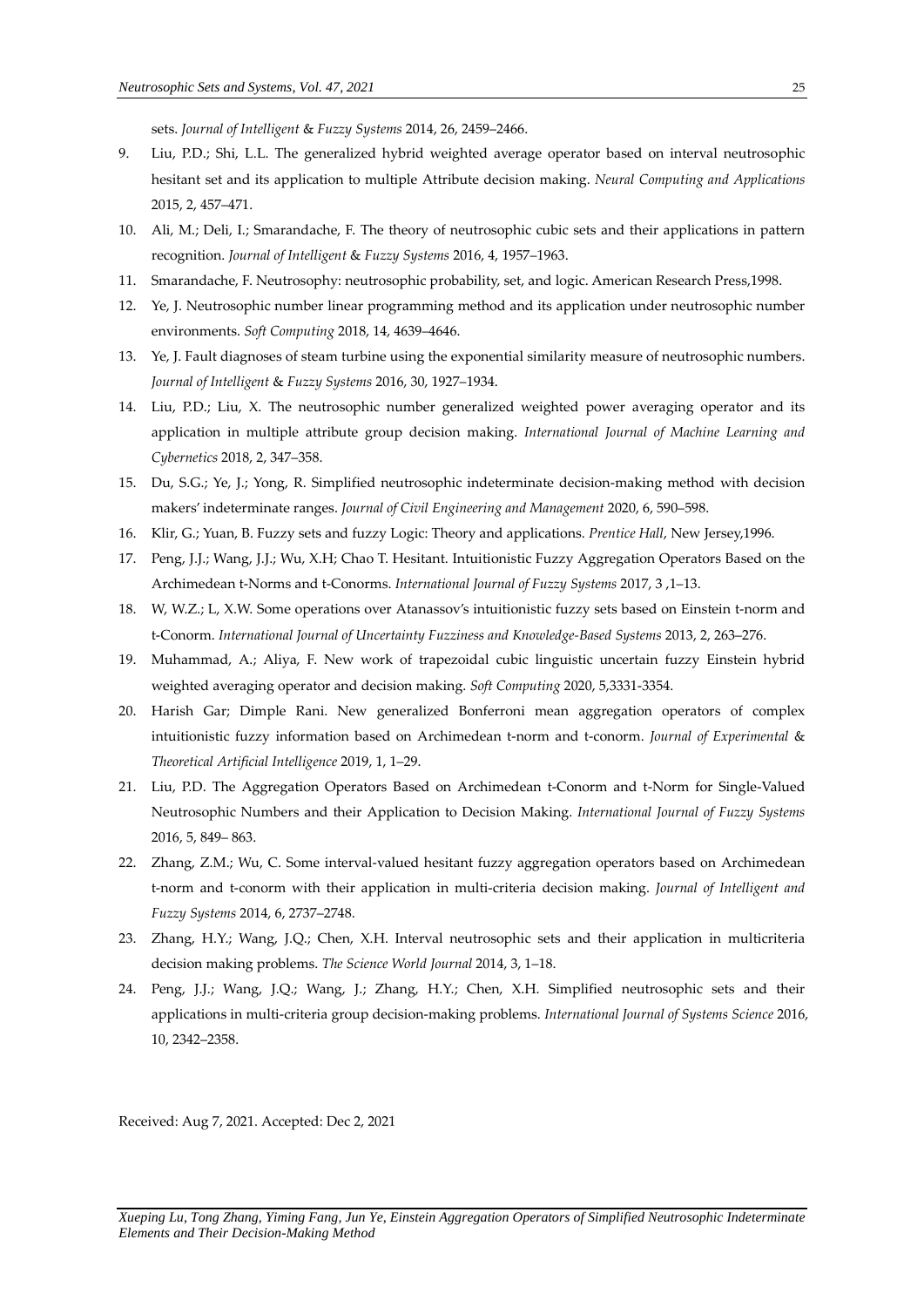sets. *Journal of Intelligent & Fuzzy Systems* 2014, 26, 2459–2466.

9. Liu, P.D.; Shi, L.L. The generalized hybrid weighted average operator based on interval neutrosophic hesitant set and its application to multiple Attribute decision making. *Neural Computing and Applications* 2015, 2, 457–471.
10. Ali, M.; Deli, I.; Smarandache, F. The theory of neutrosophic cubic sets and their applications in pattern recognition. *Journal of Intelligent & Fuzzy Systems* 2016, 4, 1957–1963.
11. Smarandache, F. Neutrosophy: neutrosophic probability, set, and logic. American Research Press,1998.
12. Ye, J. Neutrosophic number linear programming method and its application under neutrosophic number environments. *Soft Computing* 2018, 14, 4639–4646.
13. Ye, J. Fault diagnoses of steam turbine using the exponential similarity measure of neutrosophic numbers. *Journal of Intelligent & Fuzzy Systems* 2016, 30, 1927–1934.
14. Liu, P.D.; Liu, X. The neutrosophic number generalized weighted power averaging operator and its application in multiple attribute group decision making. *International Journal of Machine Learning and Cybernetics* 2018, 2, 347–358.
15. Du, S.G.; Ye, J.; Yong, R. Simplified neutrosophic indeterminate decision-making method with decision makers' indeterminate ranges. *Journal of Civil Engineering and Management* 2020, 6, 590–598.
16. Klir, G.; Yuan, B. Fuzzy sets and fuzzy Logic: Theory and applications. *Prentice Hall*, New Jersey,1996.
17. Peng, J.J.; Wang, J.J.; Wu, X.H; Chao T. Hesitant. Intuitionistic Fuzzy Aggregation Operators Based on the Archimedean t-Norms and t-Conorms. *International Journal of Fuzzy Systems* 2017, 3 ,1–13.
18. W, W.Z.; L, X.W. Some operations over Atanassov's intuitionistic fuzzy sets based on Einstein t-norm and t-Conorm. *International Journal of Uncertainty Fuzziness and Knowledge-Based Systems* 2013, 2, 263–276.
19. Muhammad, A.; Aliya, F. New work of trapezoidal cubic linguistic uncertain fuzzy Einstein hybrid weighted averaging operator and decision making. *Soft Computing* 2020, 5,3331-3354.
20. Harish Gar; Dimple Rani. New generalized Bonferroni mean aggregation operators of complex intuitionistic fuzzy information based on Archimedean t-norm and t-conorm. *Journal of Experimental & Theoretical Artificial Intelligence* 2019, 1, 1–29.
21. Liu, P.D. The Aggregation Operators Based on Archimedean t-Conorm and t-Norm for Single-Valued Neutrosophic Numbers and their Application to Decision Making. *International Journal of Fuzzy Systems* 2016, 5, 849– 863.
22. Zhang, Z.M.; Wu, C. Some interval-valued hesitant fuzzy aggregation operators based on Archimedean t-norm and t-conorm with their application in multi-criteria decision making. *Journal of Intelligent and Fuzzy Systems* 2014, 6, 2737–2748.
23. Zhang, H.Y.; Wang, J.Q.; Chen, X.H. Interval neutrosophic sets and their application in multicriteria decision making problems. *The Science World Journal* 2014, 3, 1–18.
24. Peng, J.J.; Wang, J.Q.; Wang, J.; Zhang, H.Y.; Chen, X.H. Simplified neutrosophic sets and their applications in multi-criteria group decision-making problems. *International Journal of Systems Science* 2016, 10, 2342–2358.

Received: Aug 7, 2021. Accepted: Dec 2, 2021